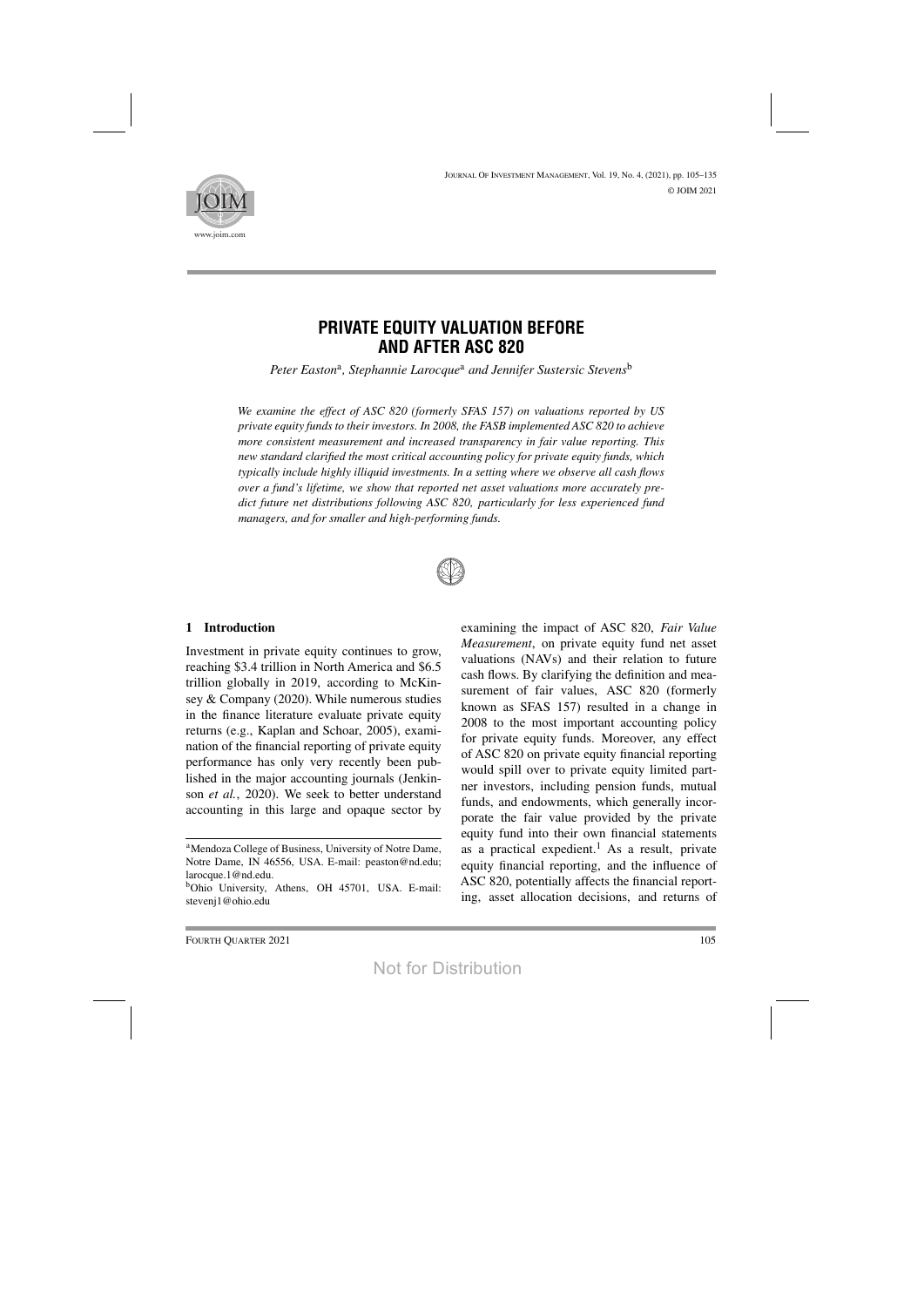# PRIVATE EQUITY VALUATION BEFORE AND AFTER ASC 820

*Peter Easton*[a], *Stephannie Larocque*[a] *and Jennifer Sustersic Stevens*[b]

*We examine the effect of ASC 820 (formerly SFAS 157) on valuations reported by US private equity funds to their investors. In 2008, the FASB implemented ASC 820 to achieve more consistent measurement and increased transparency in fair value reporting. This new standard clarified the most critical accounting policy for private equity funds, which typically include highly illiquid investments. In a setting where we observe all cash flows over a fund's lifetime, we show that reported net asset valuations more accurately predict future net distributions following ASC 820, particularly for less experienced fund managers, and for smaller and high-performing funds.*

## 1 Introduction

Investment in private equity continues to grow, reaching \$3.4 trillion in North America and \$6.5 trillion globally in 2019, according to McKinsey & Company (2020). While numerous studies in the finance literature evaluate private equity returns (e.g., Kaplan and Schoar, 2005), examination of the financial reporting of private equity performance has only very recently been published in the major accounting journals (Jenkinson *et al.*, 2020). We seek to better understand accounting in this large and opaque sector by examining the impact of ASC 820, *Fair Value Measurement*, on private equity fund net asset valuations (NAVs) and their relation to future cash flows. By clarifying the definition and measurement of fair values, ASC 820 (formerly known as SFAS 157) resulted in a change in 2008 to the most important accounting policy for private equity funds. Moreover, any effect of ASC 820 on private equity financial reporting would spill over to private equity limited partner investors, including pension funds, mutual funds, and endowments, which generally incorporate the fair value provided by the private equity fund into their own financial statements as a practical expedient.[1] As a result, private equity financial reporting, and the influence of ASC 820, potentially affects the financial reporting, asset allocation decisions, and returns of

---

[a]Mendoza College of Business, University of Notre Dame, Notre Dame, IN 46556, USA. E-mail: peaston@nd.edu; larocque.1@nd.edu.

[b]Ohio University, Athens, OH 45701, USA. E-mail: stevenj1@ohio.edu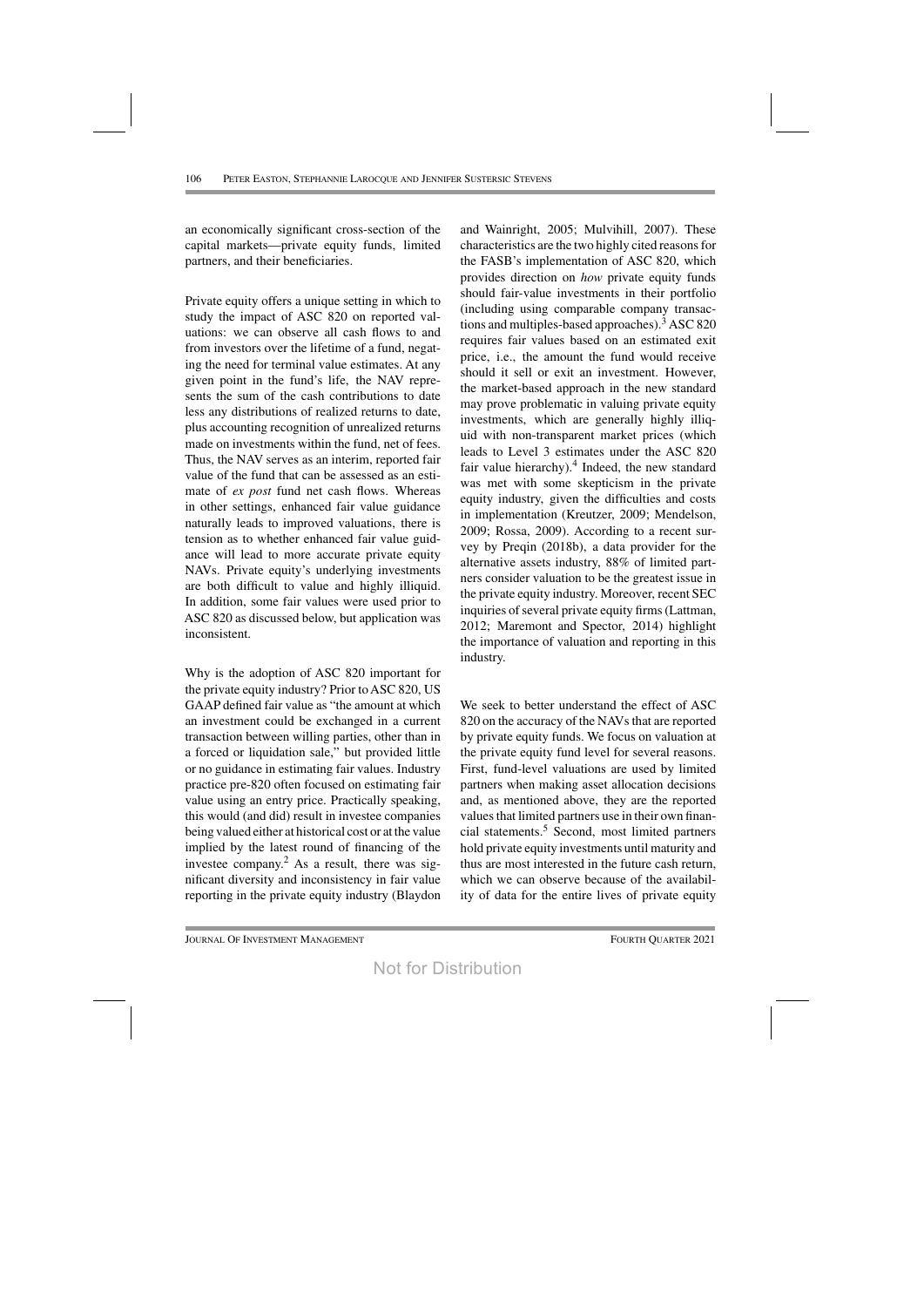an economically significant cross-section of the capital markets—private equity funds, limited partners, and their beneficiaries.

Private equity offers a unique setting in which to study the impact of ASC 820 on reported valuations: we can observe all cash flows to and from investors over the lifetime of a fund, negating the need for terminal value estimates. At any given point in the fund's life, the NAV represents the sum of the cash contributions to date less any distributions of realized returns to date, plus accounting recognition of unrealized returns made on investments within the fund, net of fees. Thus, the NAV serves as an interim, reported fair value of the fund that can be assessed as an estimate of *ex post* fund net cash flows. Whereas in other settings, enhanced fair value guidance naturally leads to improved valuations, there is tension as to whether enhanced fair value guidance will lead to more accurate private equity NAVs. Private equity's underlying investments are both difficult to value and highly illiquid. In addition, some fair values were used prior to ASC 820 as discussed below, but application was inconsistent.

Why is the adoption of ASC 820 important for the private equity industry? Prior to ASC 820, US GAAP defined fair value as "the amount at which an investment could be exchanged in a current transaction between willing parties, other than in a forced or liquidation sale," but provided little or no guidance in estimating fair values. Industry practice pre-820 often focused on estimating fair value using an entry price. Practically speaking, this would (and did) result in investee companies being valued either at historical cost or at the value implied by the latest round of financing of the investee company.[2] As a result, there was significant diversity and inconsistency in fair value reporting in the private equity industry (Blaydon and Wainright, 2005; Mulvihill, 2007). These characteristics are the two highly cited reasons for the FASB's implementation of ASC 820, which provides direction on *how* private equity funds should fair-value investments in their portfolio (including using comparable company transactions and multiples-based approaches).[3] ASC 820 requires fair values based on an estimated exit price, i.e., the amount the fund would receive should it sell or exit an investment. However, the market-based approach in the new standard may prove problematic in valuing private equity investments, which are generally highly illiquid with non-transparent market prices (which leads to Level 3 estimates under the ASC 820 fair value hierarchy).[4] Indeed, the new standard was met with some skepticism in the private equity industry, given the difficulties and costs in implementation (Kreutzer, 2009; Mendelson, 2009; Rossa, 2009). According to a recent survey by Preqin (2018b), a data provider for the alternative assets industry, 88% of limited partners consider valuation to be the greatest issue in the private equity industry. Moreover, recent SEC inquiries of several private equity firms (Lattman, 2012; Maremont and Spector, 2014) highlight the importance of valuation and reporting in this industry.

We seek to better understand the effect of ASC 820 on the accuracy of the NAVs that are reported by private equity funds. We focus on valuation at the private equity fund level for several reasons. First, fund-level valuations are used by limited partners when making asset allocation decisions and, as mentioned above, they are the reported values that limited partners use in their own financial statements.[5] Second, most limited partners hold private equity investments until maturity and thus are most interested in the future cash return, which we can observe because of the availability of data for the entire lives of private equity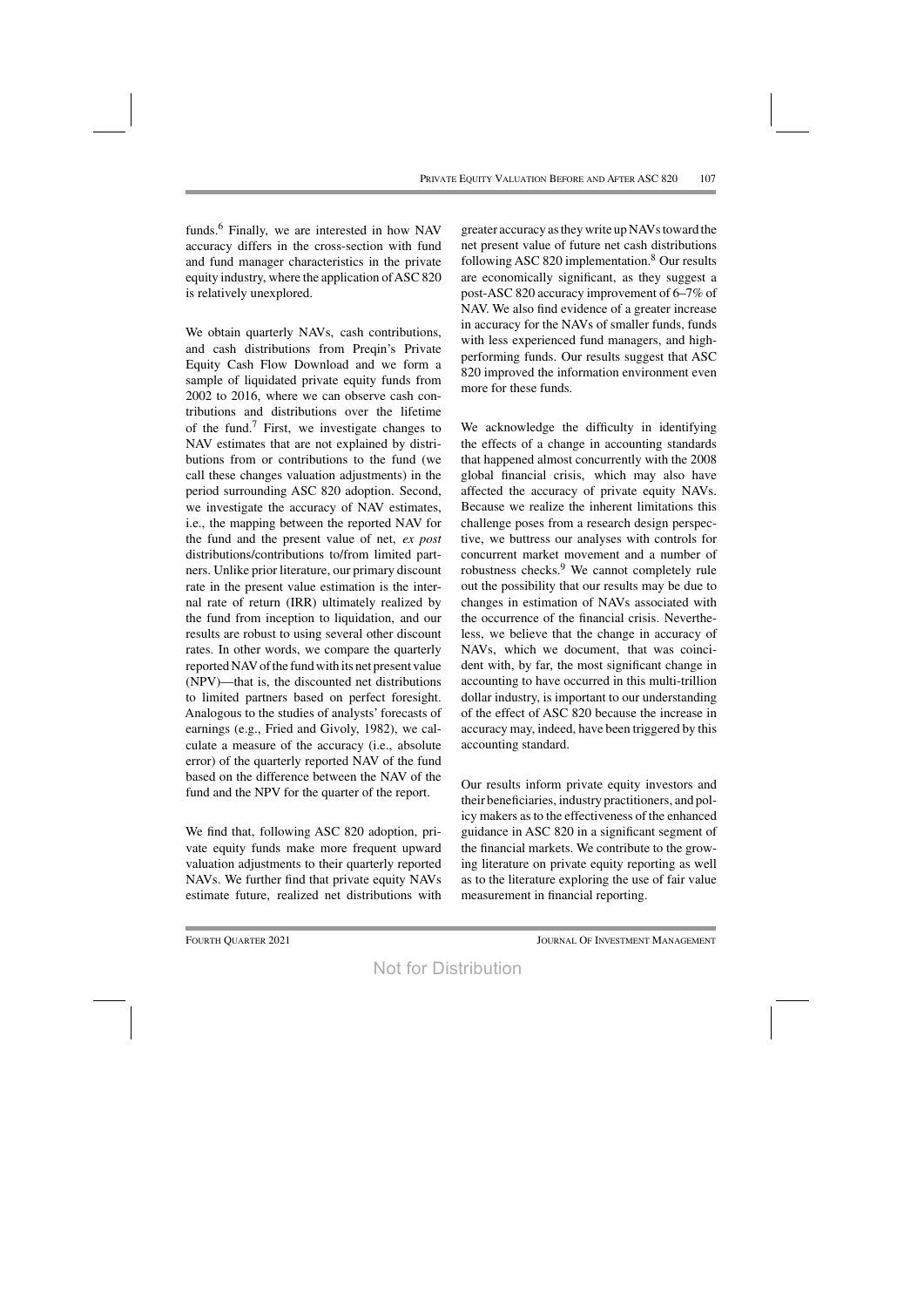funds.[6] Finally, we are interested in how NAV accuracy differs in the cross-section with fund and fund manager characteristics in the private equity industry, where the application of ASC 820 is relatively unexplored.

We obtain quarterly NAVs, cash contributions, and cash distributions from Preqin's Private Equity Cash Flow Download and we form a sample of liquidated private equity funds from 2002 to 2016, where we can observe cash contributions and distributions over the lifetime of the fund.[7] First, we investigate changes to NAV estimates that are not explained by distributions from or contributions to the fund (we call these changes valuation adjustments) in the period surrounding ASC 820 adoption. Second, we investigate the accuracy of NAV estimates, i.e., the mapping between the reported NAV for the fund and the present value of net, *ex post* distributions/contributions to/from limited partners. Unlike prior literature, our primary discount rate in the present value estimation is the internal rate of return (IRR) ultimately realized by the fund from inception to liquidation, and our results are robust to using several other discount rates. In other words, we compare the quarterly reported NAV of the fund with its net present value (NPV)—that is, the discounted net distributions to limited partners based on perfect foresight. Analogous to the studies of analysts' forecasts of earnings (e.g., Fried and Givoly, 1982), we calculate a measure of the accuracy (i.e., absolute error) of the quarterly reported NAV of the fund based on the difference between the NAV of the fund and the NPV for the quarter of the report.

We find that, following ASC 820 adoption, private equity funds make more frequent upward valuation adjustments to their quarterly reported NAVs. We further find that private equity NAVs estimate future, realized net distributions with greater accuracy as they write up NAVs toward the net present value of future net cash distributions following ASC 820 implementation.[8] Our results are economically significant, as they suggest a post-ASC 820 accuracy improvement of 6–7% of NAV. We also find evidence of a greater increase in accuracy for the NAVs of smaller funds, funds with less experienced fund managers, and high-performing funds. Our results suggest that ASC 820 improved the information environment even more for these funds.

We acknowledge the difficulty in identifying the effects of a change in accounting standards that happened almost concurrently with the 2008 global financial crisis, which may also have affected the accuracy of private equity NAVs. Because we realize the inherent limitations this challenge poses from a research design perspective, we buttress our analyses with controls for concurrent market movement and a number of robustness checks.[9] We cannot completely rule out the possibility that our results may be due to changes in estimation of NAVs associated with the occurrence of the financial crisis. Nevertheless, we believe that the change in accuracy of NAVs, which we document, that was coincident with, by far, the most significant change in accounting to have occurred in this multi-trillion dollar industry, is important to our understanding of the effect of ASC 820 because the increase in accuracy may, indeed, have been triggered by this accounting standard.

Our results inform private equity investors and their beneficiaries, industry practitioners, and policy makers as to the effectiveness of the enhanced guidance in ASC 820 in a significant segment of the financial markets. We contribute to the growing literature on private equity reporting as well as to the literature exploring the use of fair value measurement in financial reporting.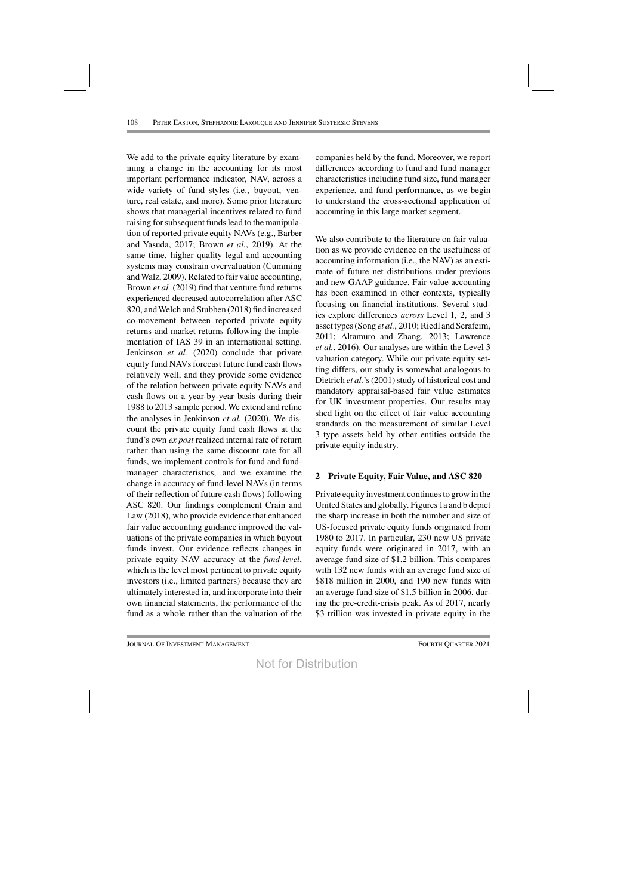We add to the private equity literature by examining a change in the accounting for its most important performance indicator, NAV, across a wide variety of fund styles (i.e., buyout, venture, real estate, and more). Some prior literature shows that managerial incentives related to fund raising for subsequent funds lead to the manipulation of reported private equity NAVs (e.g., Barber and Yasuda, 2017; Brown *et al.*, 2019). At the same time, higher quality legal and accounting systems may constrain overvaluation (Cumming and Walz, 2009). Related to fair value accounting, Brown *et al.* (2019) find that venture fund returns experienced decreased autocorrelation after ASC 820, and Welch and Stubben (2018) find increased co-movement between reported private equity returns and market returns following the implementation of IAS 39 in an international setting. Jenkinson *et al.* (2020) conclude that private equity fund NAVs forecast future fund cash flows relatively well, and they provide some evidence of the relation between private equity NAVs and cash flows on a year-by-year basis during their 1988 to 2013 sample period. We extend and refine the analyses in Jenkinson *et al.* (2020). We discount the private equity fund cash flows at the fund's own *ex post* realized internal rate of return rather than using the same discount rate for all funds, we implement controls for fund and fund-manager characteristics, and we examine the change in accuracy of fund-level NAVs (in terms of their reflection of future cash flows) following ASC 820. Our findings complement Crain and Law (2018), who provide evidence that enhanced fair value accounting guidance improved the valuations of the private companies in which buyout funds invest. Our evidence reflects changes in private equity NAV accuracy at the *fund-level*, which is the level most pertinent to private equity investors (i.e., limited partners) because they are ultimately interested in, and incorporate into their own financial statements, the performance of the fund as a whole rather than the valuation of the companies held by the fund. Moreover, we report differences according to fund and fund manager characteristics including fund size, fund manager experience, and fund performance, as we begin to understand the cross-sectional application of accounting in this large market segment.

We also contribute to the literature on fair valuation as we provide evidence on the usefulness of accounting information (i.e., the NAV) as an estimate of future net distributions under previous and new GAAP guidance. Fair value accounting has been examined in other contexts, typically focusing on financial institutions. Several studies explore differences *across* Level 1, 2, and 3 asset types (Song *et al.*, 2010; Riedl and Serafeim, 2011; Altamuro and Zhang, 2013; Lawrence *et al.*, 2016). Our analyses are within the Level 3 valuation category. While our private equity setting differs, our study is somewhat analogous to Dietrich *et al.*'s (2001) study of historical cost and mandatory appraisal-based fair value estimates for UK investment properties. Our results may shed light on the effect of fair value accounting standards on the measurement of similar Level 3 type assets held by other entities outside the private equity industry.

## 2 Private Equity, Fair Value, and ASC 820

Private equity investment continues to grow in the United States and globally. Figures 1a and b depict the sharp increase in both the number and size of US-focused private equity funds originated from 1980 to 2017. In particular, 230 new US private equity funds were originated in 2017, with an average fund size of $1.2 billion. This compares with 132 new funds with an average fund size of $818 million in 2000, and 190 new funds with an average fund size of $1.5 billion in 2006, during the pre-credit-crisis peak. As of 2017, nearly $3 trillion was invested in private equity in the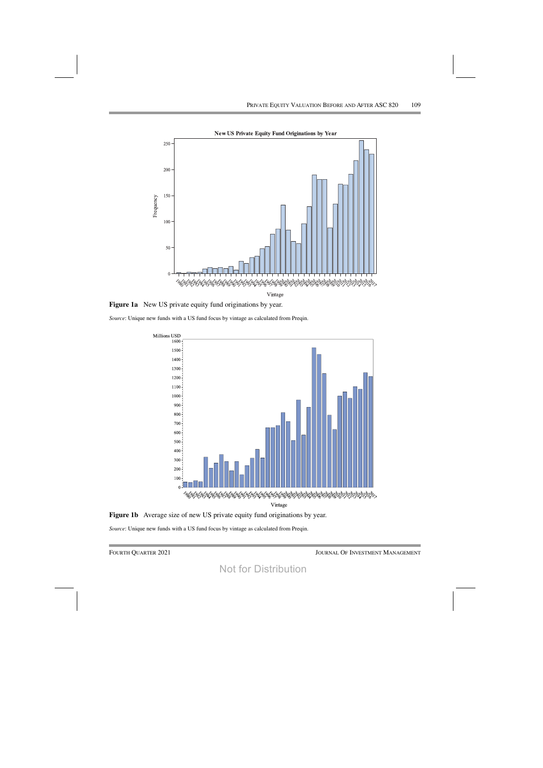**Figure 1a** New US private equity fund originations by year.

*Source*: Unique new funds with a US fund focus by vintage as calculated from Preqin.

**Figure 1b** Average size of new US private equity fund originations by year.

*Source*: Unique new funds with a US fund focus by vintage as calculated from Preqin.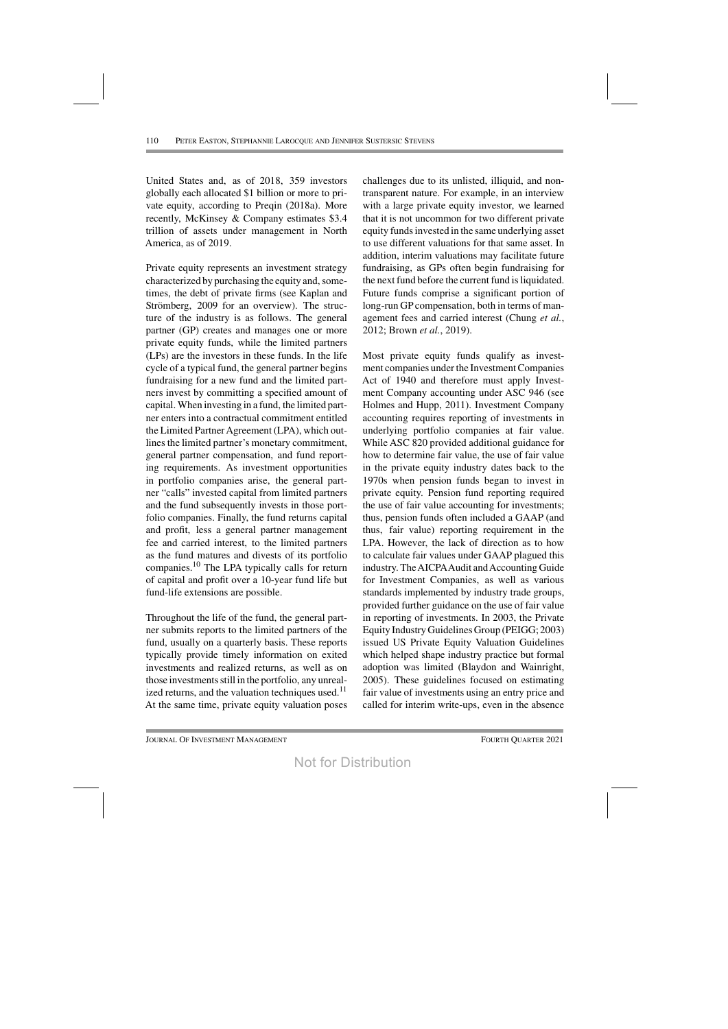United States and, as of 2018, 359 investors globally each allocated \$1 billion or more to private equity, according to Preqin (2018a). More recently, McKinsey & Company estimates \$3.4 trillion of assets under management in North America, as of 2019.

Private equity represents an investment strategy characterized by purchasing the equity and, sometimes, the debt of private firms (see Kaplan and Strömberg, 2009 for an overview). The structure of the industry is as follows. The general partner (GP) creates and manages one or more private equity funds, while the limited partners (LPs) are the investors in these funds. In the life cycle of a typical fund, the general partner begins fundraising for a new fund and the limited partners invest by committing a specified amount of capital. When investing in a fund, the limited partner enters into a contractual commitment entitled the Limited Partner Agreement (LPA), which outlines the limited partner's monetary commitment, general partner compensation, and fund reporting requirements. As investment opportunities in portfolio companies arise, the general partner "calls" invested capital from limited partners and the fund subsequently invests in those portfolio companies. Finally, the fund returns capital and profit, less a general partner management fee and carried interest, to the limited partners as the fund matures and divests of its portfolio companies.[10] The LPA typically calls for return of capital and profit over a 10-year fund life but fund-life extensions are possible.

Throughout the life of the fund, the general partner submits reports to the limited partners of the fund, usually on a quarterly basis. These reports typically provide timely information on exited investments and realized returns, as well as on those investments still in the portfolio, any unrealized returns, and the valuation techniques used.[11] At the same time, private equity valuation poses challenges due to its unlisted, illiquid, and non-transparent nature. For example, in an interview with a large private equity investor, we learned that it is not uncommon for two different private equity funds invested in the same underlying asset to use different valuations for that same asset. In addition, interim valuations may facilitate future fundraising, as GPs often begin fundraising for the next fund before the current fund is liquidated. Future funds comprise a significant portion of long-run GP compensation, both in terms of management fees and carried interest (Chung *et al.*, 2012; Brown *et al.*, 2019).

Most private equity funds qualify as investment companies under the Investment Companies Act of 1940 and therefore must apply Investment Company accounting under ASC 946 (see Holmes and Hupp, 2011). Investment Company accounting requires reporting of investments in underlying portfolio companies at fair value. While ASC 820 provided additional guidance for how to determine fair value, the use of fair value in the private equity industry dates back to the 1970s when pension funds began to invest in private equity. Pension fund reporting required the use of fair value accounting for investments; thus, pension funds often included a GAAP (and thus, fair value) reporting requirement in the LPA. However, the lack of direction as to how to calculate fair values under GAAP plagued this industry. The AICPA Audit and Accounting Guide for Investment Companies, as well as various standards implemented by industry trade groups, provided further guidance on the use of fair value in reporting of investments. In 2003, the Private Equity Industry Guidelines Group (PEIGG; 2003) issued US Private Equity Valuation Guidelines which helped shape industry practice but formal adoption was limited (Blaydon and Wainright, 2005). These guidelines focused on estimating fair value of investments using an entry price and called for interim write-ups, even in the absence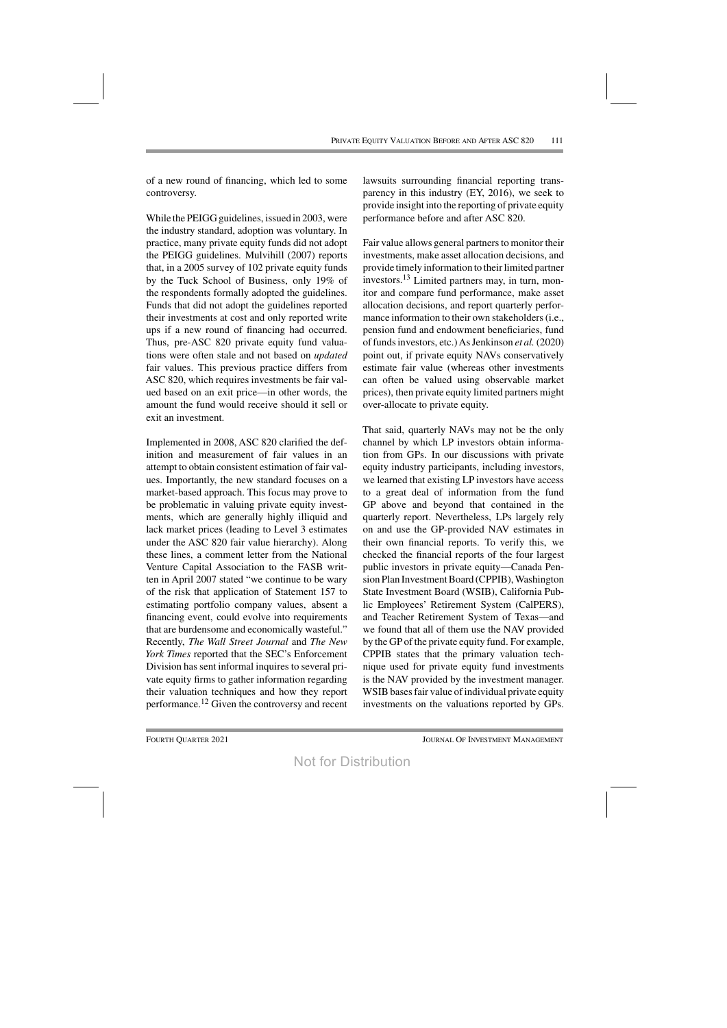of a new round of financing, which led to some controversy.

While the PEIGG guidelines, issued in 2003, were the industry standard, adoption was voluntary. In practice, many private equity funds did not adopt the PEIGG guidelines. Mulvihill (2007) reports that, in a 2005 survey of 102 private equity funds by the Tuck School of Business, only 19% of the respondents formally adopted the guidelines. Funds that did not adopt the guidelines reported their investments at cost and only reported write ups if a new round of financing had occurred. Thus, pre-ASC 820 private equity fund valuations were often stale and not based on *updated* fair values. This previous practice differs from ASC 820, which requires investments be fair valued based on an exit price—in other words, the amount the fund would receive should it sell or exit an investment.

Implemented in 2008, ASC 820 clarified the definition and measurement of fair values in an attempt to obtain consistent estimation of fair values. Importantly, the new standard focuses on a market-based approach. This focus may prove to be problematic in valuing private equity investments, which are generally highly illiquid and lack market prices (leading to Level 3 estimates under the ASC 820 fair value hierarchy). Along these lines, a comment letter from the National Venture Capital Association to the FASB written in April 2007 stated "we continue to be wary of the risk that application of Statement 157 to estimating portfolio company values, absent a financing event, could evolve into requirements that are burdensome and economically wasteful." Recently, *The Wall Street Journal* and *The New York Times* reported that the SEC's Enforcement Division has sent informal inquires to several private equity firms to gather information regarding their valuation techniques and how they report performance.[12] Given the controversy and recent lawsuits surrounding financial reporting transparency in this industry (EY, 2016), we seek to provide insight into the reporting of private equity performance before and after ASC 820.

Fair value allows general partners to monitor their investments, make asset allocation decisions, and provide timely information to their limited partner investors.[13] Limited partners may, in turn, monitor and compare fund performance, make asset allocation decisions, and report quarterly performance information to their own stakeholders (i.e., pension fund and endowment beneficiaries, fund of funds investors, etc.) As Jenkinson *et al.* (2020) point out, if private equity NAVs conservatively estimate fair value (whereas other investments can often be valued using observable market prices), then private equity limited partners might over-allocate to private equity.

That said, quarterly NAVs may not be the only channel by which LP investors obtain information from GPs. In our discussions with private equity industry participants, including investors, we learned that existing LP investors have access to a great deal of information from the fund GP above and beyond that contained in the quarterly report. Nevertheless, LPs largely rely on and use the GP-provided NAV estimates in their own financial reports. To verify this, we checked the financial reports of the four largest public investors in private equity—Canada Pension Plan Investment Board (CPPIB), Washington State Investment Board (WSIB), California Public Employees' Retirement System (CalPERS), and Teacher Retirement System of Texas—and we found that all of them use the NAV provided by the GP of the private equity fund. For example, CPPIB states that the primary valuation technique used for private equity fund investments is the NAV provided by the investment manager. WSIB bases fair value of individual private equity investments on the valuations reported by GPs.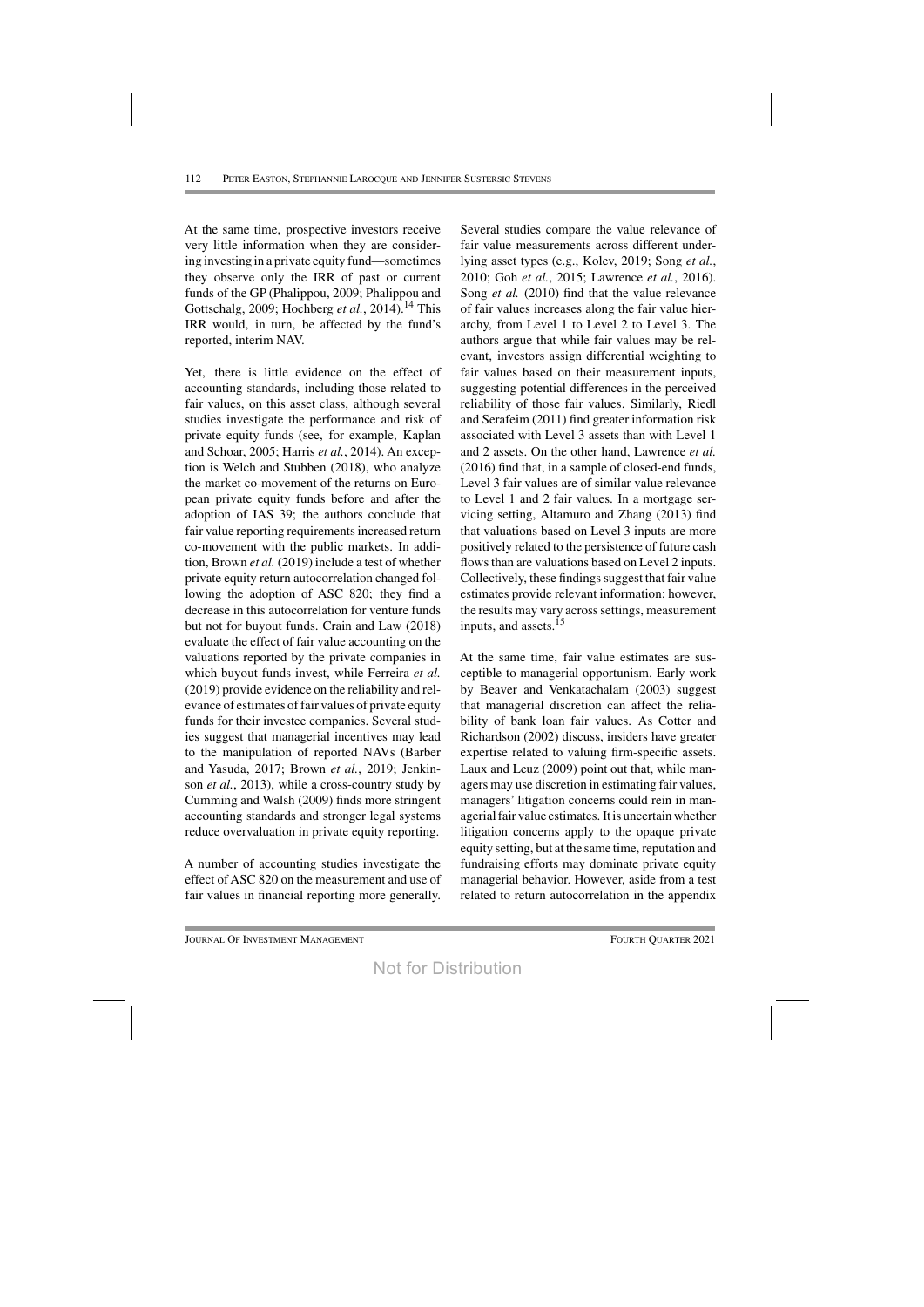At the same time, prospective investors receive very little information when they are considering investing in a private equity fund—sometimes they observe only the IRR of past or current funds of the GP (Phalippou, 2009; Phalippou and Gottschalg, 2009; Hochberg *et al.*, 2014).[14] This IRR would, in turn, be affected by the fund's reported, interim NAV.

Yet, there is little evidence on the effect of accounting standards, including those related to fair values, on this asset class, although several studies investigate the performance and risk of private equity funds (see, for example, Kaplan and Schoar, 2005; Harris *et al.*, 2014). An exception is Welch and Stubben (2018), who analyze the market co-movement of the returns on European private equity funds before and after the adoption of IAS 39; the authors conclude that fair value reporting requirements increased return co-movement with the public markets. In addition, Brown *et al.* (2019) include a test of whether private equity return autocorrelation changed following the adoption of ASC 820; they find a decrease in this autocorrelation for venture funds but not for buyout funds. Crain and Law (2018) evaluate the effect of fair value accounting on the valuations reported by the private companies in which buyout funds invest, while Ferreira *et al.* (2019) provide evidence on the reliability and relevance of estimates of fair values of private equity funds for their investee companies. Several studies suggest that managerial incentives may lead to the manipulation of reported NAVs (Barber and Yasuda, 2017; Brown *et al.*, 2019; Jenkinson *et al.*, 2013), while a cross-country study by Cumming and Walsh (2009) finds more stringent accounting standards and stronger legal systems reduce overvaluation in private equity reporting.

A number of accounting studies investigate the effect of ASC 820 on the measurement and use of fair values in financial reporting more generally. Several studies compare the value relevance of fair value measurements across different underlying asset types (e.g., Kolev, 2019; Song *et al.*, 2010; Goh *et al.*, 2015; Lawrence *et al.*, 2016). Song *et al.* (2010) find that the value relevance of fair values increases along the fair value hierarchy, from Level 1 to Level 2 to Level 3. The authors argue that while fair values may be relevant, investors assign differential weighting to fair values based on their measurement inputs, suggesting potential differences in the perceived reliability of those fair values. Similarly, Riedl and Serafeim (2011) find greater information risk associated with Level 3 assets than with Level 1 and 2 assets. On the other hand, Lawrence *et al.* (2016) find that, in a sample of closed-end funds, Level 3 fair values are of similar value relevance to Level 1 and 2 fair values. In a mortgage servicing setting, Altamuro and Zhang (2013) find that valuations based on Level 3 inputs are more positively related to the persistence of future cash flows than are valuations based on Level 2 inputs. Collectively, these findings suggest that fair value estimates provide relevant information; however, the results may vary across settings, measurement inputs, and assets.[15]

At the same time, fair value estimates are susceptible to managerial opportunism. Early work by Beaver and Venkatachalam (2003) suggest that managerial discretion can affect the reliability of bank loan fair values. As Cotter and Richardson (2002) discuss, insiders have greater expertise related to valuing firm-specific assets. Laux and Leuz (2009) point out that, while managers may use discretion in estimating fair values, managers' litigation concerns could rein in managerial fair value estimates. It is uncertain whether litigation concerns apply to the opaque private equity setting, but at the same time, reputation and fundraising efforts may dominate private equity managerial behavior. However, aside from a test related to return autocorrelation in the appendix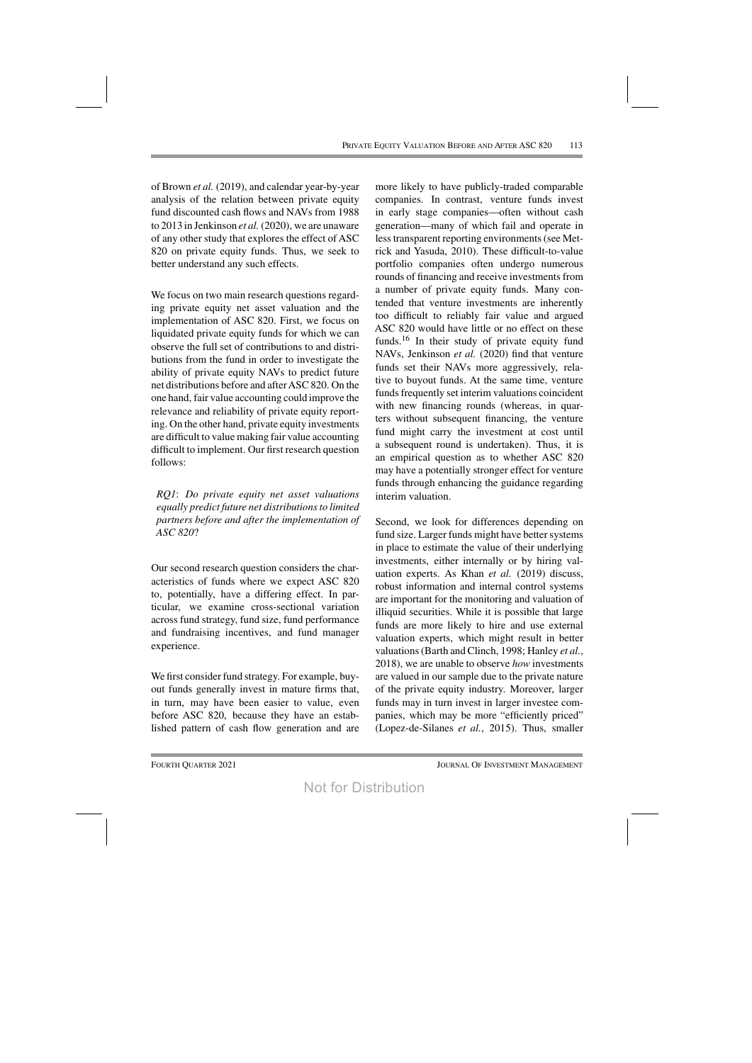of Brown *et al.* (2019), and calendar year-by-year analysis of the relation between private equity fund discounted cash flows and NAVs from 1988 to 2013 in Jenkinson *et al.* (2020), we are unaware of any other study that explores the effect of ASC 820 on private equity funds. Thus, we seek to better understand any such effects.

We focus on two main research questions regarding private equity net asset valuation and the implementation of ASC 820. First, we focus on liquidated private equity funds for which we can observe the full set of contributions to and distributions from the fund in order to investigate the ability of private equity NAVs to predict future net distributions before and after ASC 820. On the one hand, fair value accounting could improve the relevance and reliability of private equity reporting. On the other hand, private equity investments are difficult to value making fair value accounting difficult to implement. Our first research question follows:

*RQ1*: *Do private equity net asset valuations equally predict future net distributions to limited partners before and after the implementation of ASC 820*?

Our second research question considers the characteristics of funds where we expect ASC 820 to, potentially, have a differing effect. In particular, we examine cross-sectional variation across fund strategy, fund size, fund performance and fundraising incentives, and fund manager experience.

We first consider fund strategy. For example, buyout funds generally invest in mature firms that, in turn, may have been easier to value, even before ASC 820, because they have an established pattern of cash flow generation and are more likely to have publicly-traded comparable companies. In contrast, venture funds invest in early stage companies—often without cash generation—many of which fail and operate in less transparent reporting environments (see Metrick and Yasuda, 2010). These difficult-to-value portfolio companies often undergo numerous rounds of financing and receive investments from a number of private equity funds. Many contended that venture investments are inherently too difficult to reliably fair value and argued ASC 820 would have little or no effect on these funds.[16] In their study of private equity fund NAVs, Jenkinson *et al.* (2020) find that venture funds set their NAVs more aggressively, relative to buyout funds. At the same time, venture funds frequently set interim valuations coincident with new financing rounds (whereas, in quarters without subsequent financing, the venture fund might carry the investment at cost until a subsequent round is undertaken). Thus, it is an empirical question as to whether ASC 820 may have a potentially stronger effect for venture funds through enhancing the guidance regarding interim valuation.

Second, we look for differences depending on fund size. Larger funds might have better systems in place to estimate the value of their underlying investments, either internally or by hiring valuation experts. As Khan *et al.* (2019) discuss, robust information and internal control systems are important for the monitoring and valuation of illiquid securities. While it is possible that large funds are more likely to hire and use external valuation experts, which might result in better valuations (Barth and Clinch, 1998; Hanley *et al.*, 2018), we are unable to observe *how* investments are valued in our sample due to the private nature of the private equity industry. Moreover, larger funds may in turn invest in larger investee companies, which may be more "efficiently priced" (Lopez-de-Silanes *et al.*, 2015). Thus, smaller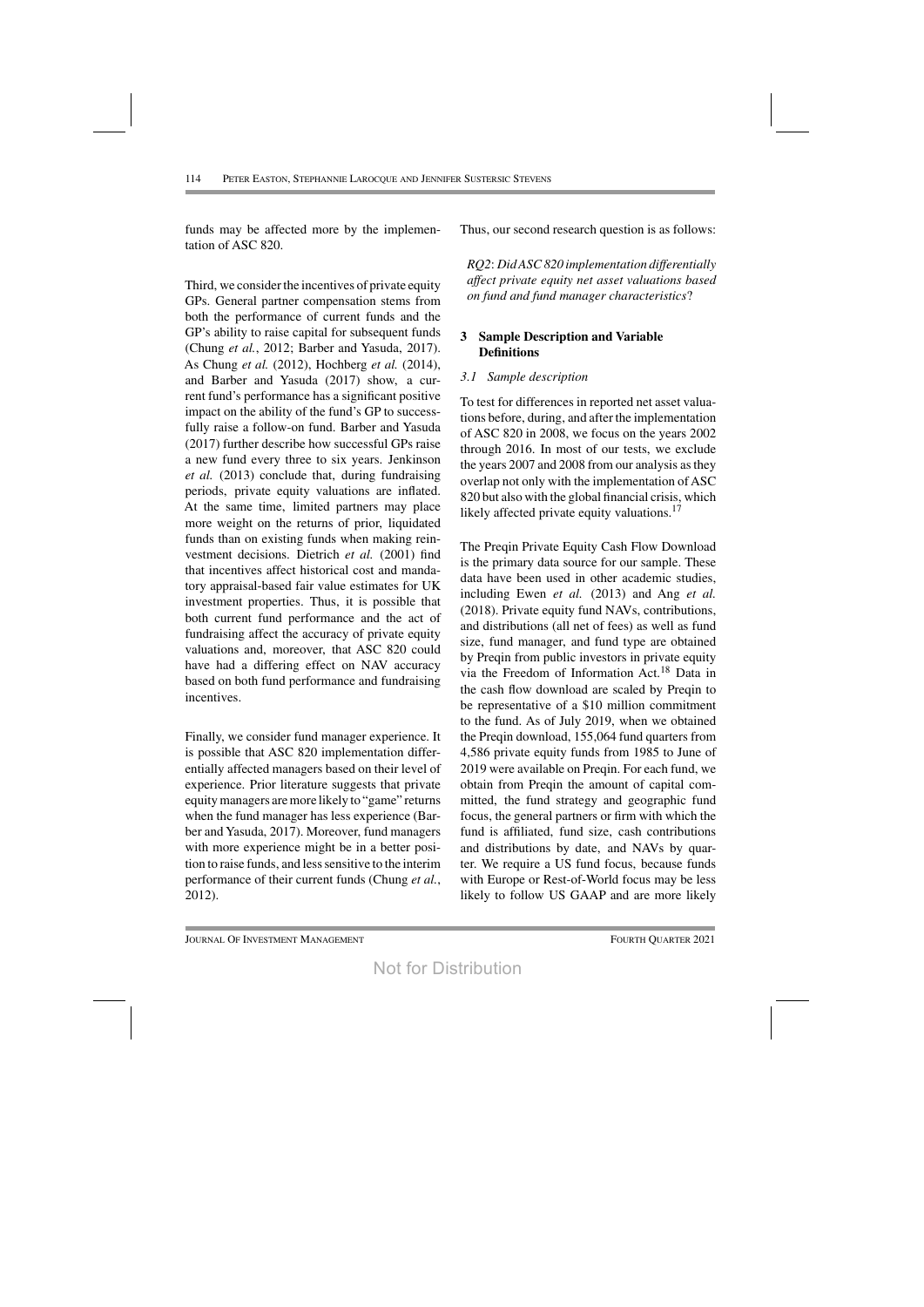funds may be affected more by the implementation of ASC 820.

Third, we consider the incentives of private equity GPs. General partner compensation stems from both the performance of current funds and the GP's ability to raise capital for subsequent funds (Chung *et al.*, 2012; Barber and Yasuda, 2017). As Chung *et al.* (2012), Hochberg *et al.* (2014), and Barber and Yasuda (2017) show, a current fund's performance has a significant positive impact on the ability of the fund's GP to successfully raise a follow-on fund. Barber and Yasuda (2017) further describe how successful GPs raise a new fund every three to six years. Jenkinson *et al.* (2013) conclude that, during fundraising periods, private equity valuations are inflated. At the same time, limited partners may place more weight on the returns of prior, liquidated funds than on existing funds when making reinvestment decisions. Dietrich *et al.* (2001) find that incentives affect historical cost and mandatory appraisal-based fair value estimates for UK investment properties. Thus, it is possible that both current fund performance and the act of fundraising affect the accuracy of private equity valuations and, moreover, that ASC 820 could have had a differing effect on NAV accuracy based on both fund performance and fundraising incentives.

Finally, we consider fund manager experience. It is possible that ASC 820 implementation differentially affected managers based on their level of experience. Prior literature suggests that private equity managers are more likely to "game" returns when the fund manager has less experience (Barber and Yasuda, 2017). Moreover, fund managers with more experience might be in a better position to raise funds, and less sensitive to the interim performance of their current funds (Chung *et al.*, 2012).

Thus, our second research question is as follows:

*RQ2*: *Did ASC 820 implementation differentially affect private equity net asset valuations based on fund and fund manager characteristics*?

## 3 Sample Description and Variable Definitions

### *3.1 Sample description*

To test for differences in reported net asset valuations before, during, and after the implementation of ASC 820 in 2008, we focus on the years 2002 through 2016. In most of our tests, we exclude the years 2007 and 2008 from our analysis as they overlap not only with the implementation of ASC 820 but also with the global financial crisis, which likely affected private equity valuations.[17]

The Preqin Private Equity Cash Flow Download is the primary data source for our sample. These data have been used in other academic studies, including Ewen *et al.* (2013) and Ang *et al.* (2018). Private equity fund NAVs, contributions, and distributions (all net of fees) as well as fund size, fund manager, and fund type are obtained by Preqin from public investors in private equity via the Freedom of Information Act.[18] Data in the cash flow download are scaled by Preqin to be representative of a \$10 million commitment to the fund. As of July 2019, when we obtained the Preqin download, 155,064 fund quarters from 4,586 private equity funds from 1985 to June of 2019 were available on Preqin. For each fund, we obtain from Preqin the amount of capital committed, the fund strategy and geographic fund focus, the general partners or firm with which the fund is affiliated, fund size, cash contributions and distributions by date, and NAVs by quarter. We require a US fund focus, because funds with Europe or Rest-of-World focus may be less likely to follow US GAAP and are more likely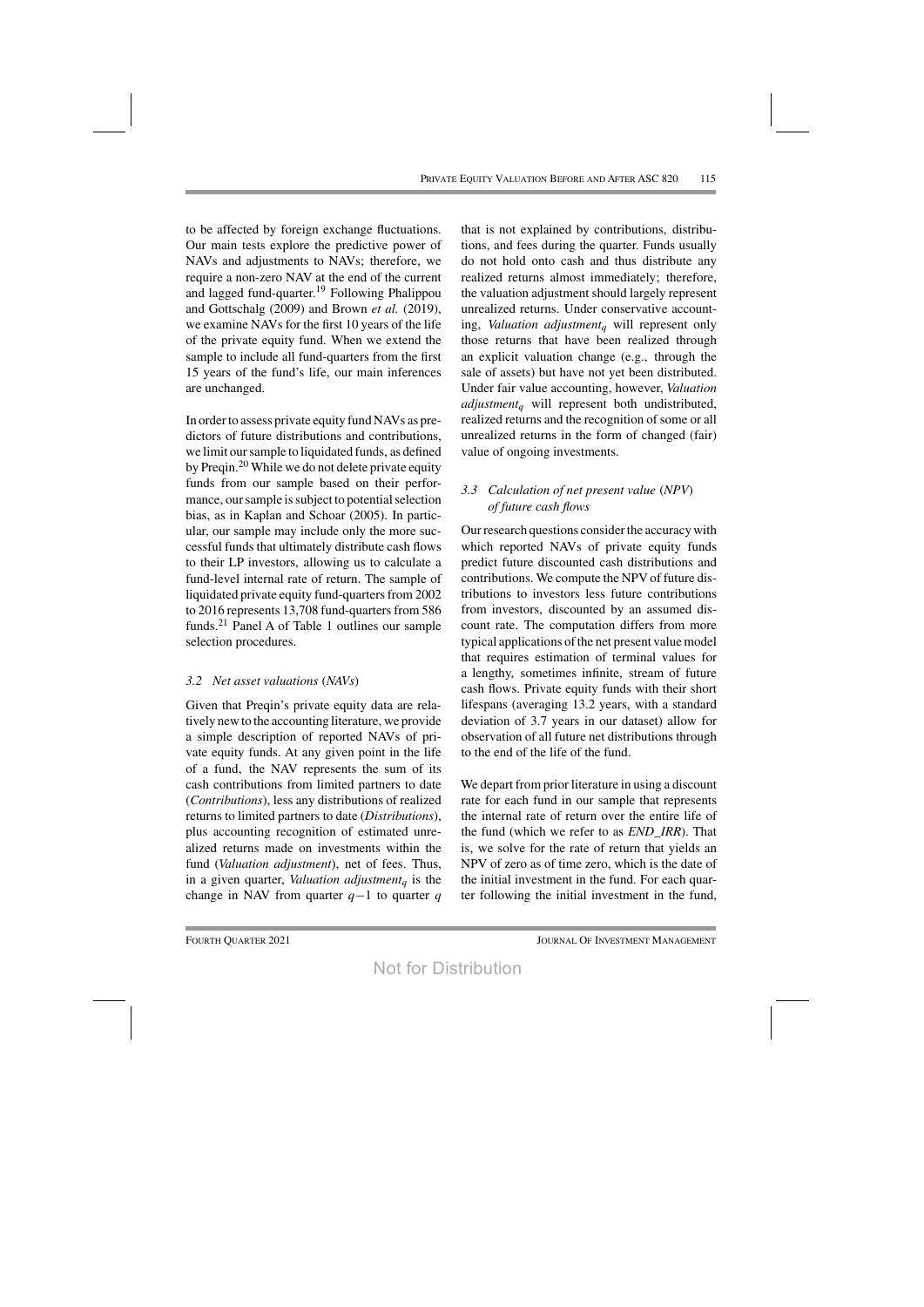to be affected by foreign exchange fluctuations. Our main tests explore the predictive power of NAVs and adjustments to NAVs; therefore, we require a non-zero NAV at the end of the current and lagged fund-quarter.[19] Following Phalippou and Gottschalg (2009) and Brown *et al.* (2019), we examine NAVs for the first 10 years of the life of the private equity fund. When we extend the sample to include all fund-quarters from the first 15 years of the fund's life, our main inferences are unchanged.

In order to assess private equity fund NAVs as predictors of future distributions and contributions, we limit our sample to liquidated funds, as defined by Preqin.[20] While we do not delete private equity funds from our sample based on their performance, our sample is subject to potential selection bias, as in Kaplan and Schoar (2005). In particular, our sample may include only the more successful funds that ultimately distribute cash flows to their LP investors, allowing us to calculate a fund-level internal rate of return. The sample of liquidated private equity fund-quarters from 2002 to 2016 represents 13,708 fund-quarters from 586 funds.[21] Panel A of Table 1 outlines our sample selection procedures.

### 3.2 Net asset valuations (NAVs)

Given that Preqin's private equity data are relatively new to the accounting literature, we provide a simple description of reported NAVs of private equity funds. At any given point in the life of a fund, the NAV represents the sum of its cash contributions from limited partners to date (*Contributions*), less any distributions of realized returns to limited partners to date (*Distributions*), plus accounting recognition of estimated unrealized returns made on investments within the fund (*Valuation adjustment*), net of fees. Thus, in a given quarter, *Valuation adjustment*$_q$ is the change in NAV from quarter $q-1$ to quarter $q$ that is not explained by contributions, distributions, and fees during the quarter. Funds usually do not hold onto cash and thus distribute any realized returns almost immediately; therefore, the valuation adjustment should largely represent unrealized returns. Under conservative accounting, *Valuation adjustment*$_q$ will represent only those returns that have been realized through an explicit valuation change (e.g., through the sale of assets) but have not yet been distributed. Under fair value accounting, however, *Valuation adjustment*$_q$ will represent both undistributed, realized returns and the recognition of some or all unrealized returns in the form of changed (fair) value of ongoing investments.

### 3.3 Calculation of net present value (NPV) of future cash flows

Our research questions consider the accuracy with which reported NAVs of private equity funds predict future discounted cash distributions and contributions. We compute the NPV of future distributions to investors less future contributions from investors, discounted by an assumed discount rate. The computation differs from more typical applications of the net present value model that requires estimation of terminal values for a lengthy, sometimes infinite, stream of future cash flows. Private equity funds with their short lifespans (averaging 13.2 years, with a standard deviation of 3.7 years in our dataset) allow for observation of all future net distributions through to the end of the life of the fund.

We depart from prior literature in using a discount rate for each fund in our sample that represents the internal rate of return over the entire life of the fund (which we refer to as *END_IRR*). That is, we solve for the rate of return that yields an NPV of zero as of time zero, which is the date of the initial investment in the fund. For each quarter following the initial investment in the fund,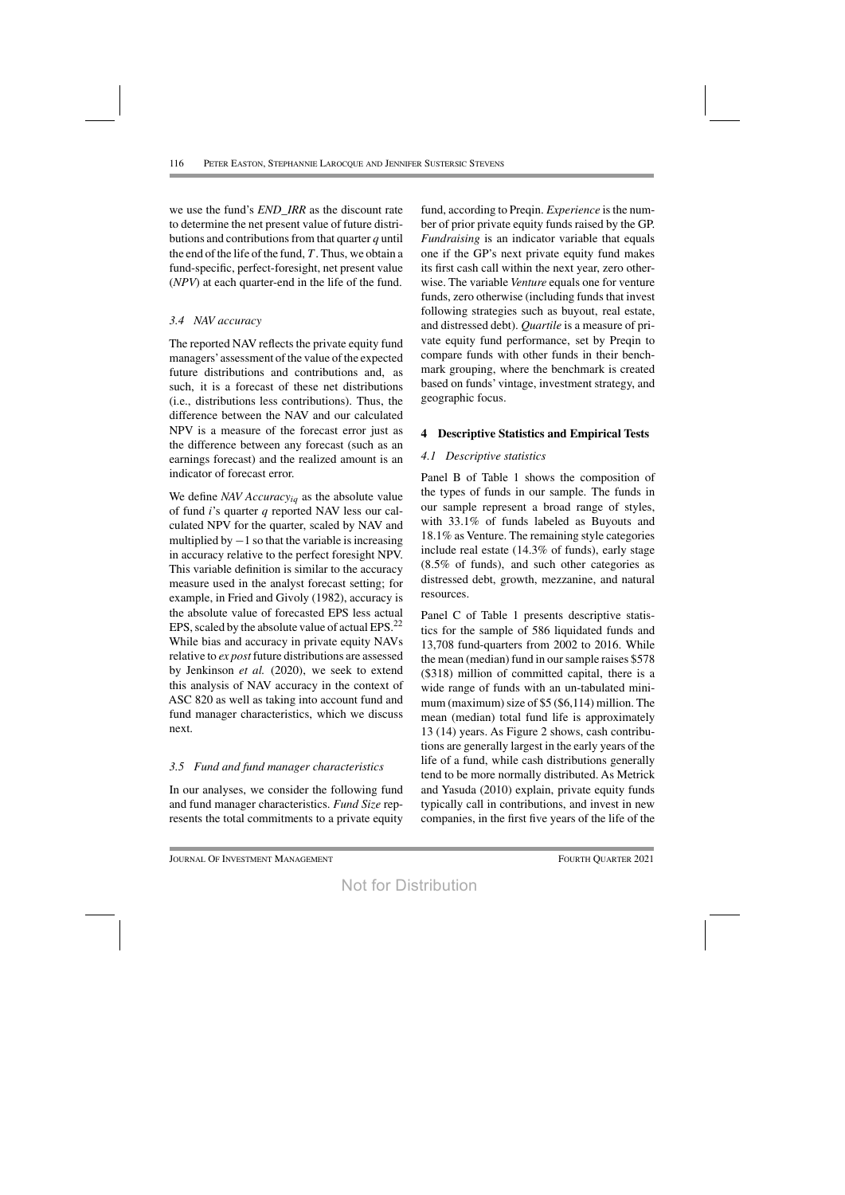we use the fund's *END_IRR* as the discount rate to determine the net present value of future distributions and contributions from that quarter $q$ until the end of the life of the fund, $T$. Thus, we obtain a fund-specific, perfect-foresight, net present value (*NPV*) at each quarter-end in the life of the fund.

### 3.4 NAV accuracy

The reported NAV reflects the private equity fund managers' assessment of the value of the expected future distributions and contributions and, as such, it is a forecast of these net distributions (i.e., distributions less contributions). Thus, the difference between the NAV and our calculated NPV is a measure of the forecast error just as the difference between any forecast (such as an earnings forecast) and the realized amount is an indicator of forecast error.

We define $NAV\ Accuracy_{iq}$ as the absolute value of fund $i$'s quarter $q$ reported NAV less our calculated NPV for the quarter, scaled by NAV and multiplied by $-1$ so that the variable is increasing in accuracy relative to the perfect foresight NPV. This variable definition is similar to the accuracy measure used in the analyst forecast setting; for example, in Fried and Givoly (1982), accuracy is the absolute value of forecasted EPS less actual EPS, scaled by the absolute value of actual EPS.[22] While bias and accuracy in private equity NAVs relative to *ex post* future distributions are assessed by Jenkinson *et al.* (2020), we seek to extend this analysis of NAV accuracy in the context of ASC 820 as well as taking into account fund and fund manager characteristics, which we discuss next.

### 3.5 Fund and fund manager characteristics

In our analyses, we consider the following fund and fund manager characteristics. *Fund Size* represents the total commitments to a private equity fund, according to Preqin. *Experience* is the number of prior private equity funds raised by the GP. *Fundraising* is an indicator variable that equals one if the GP's next private equity fund makes its first cash call within the next year, zero otherwise. The variable *Venture* equals one for venture funds, zero otherwise (including funds that invest following strategies such as buyout, real estate, and distressed debt). *Quartile* is a measure of private equity fund performance, set by Preqin to compare funds with other funds in their benchmark grouping, where the benchmark is created based on funds' vintage, investment strategy, and geographic focus.

## 4 Descriptive Statistics and Empirical Tests

### 4.1 Descriptive statistics

Panel B of Table 1 shows the composition of the types of funds in our sample. The funds in our sample represent a broad range of styles, with 33.1% of funds labeled as Buyouts and 18.1% as Venture. The remaining style categories include real estate (14.3% of funds), early stage (8.5% of funds), and such other categories as distressed debt, growth, mezzanine, and natural resources.

Panel C of Table 1 presents descriptive statistics for the sample of 586 liquidated funds and 13,708 fund-quarters from 2002 to 2016. While the mean (median) fund in our sample raises \$578 (\$318) million of committed capital, there is a wide range of funds with an un-tabulated minimum (maximum) size of \$5 (\$6,114) million. The mean (median) total fund life is approximately 13 (14) years. As Figure 2 shows, cash contributions are generally largest in the early years of the life of a fund, while cash distributions generally tend to be more normally distributed. As Metrick and Yasuda (2010) explain, private equity funds typically call in contributions, and invest in new companies, in the first five years of the life of the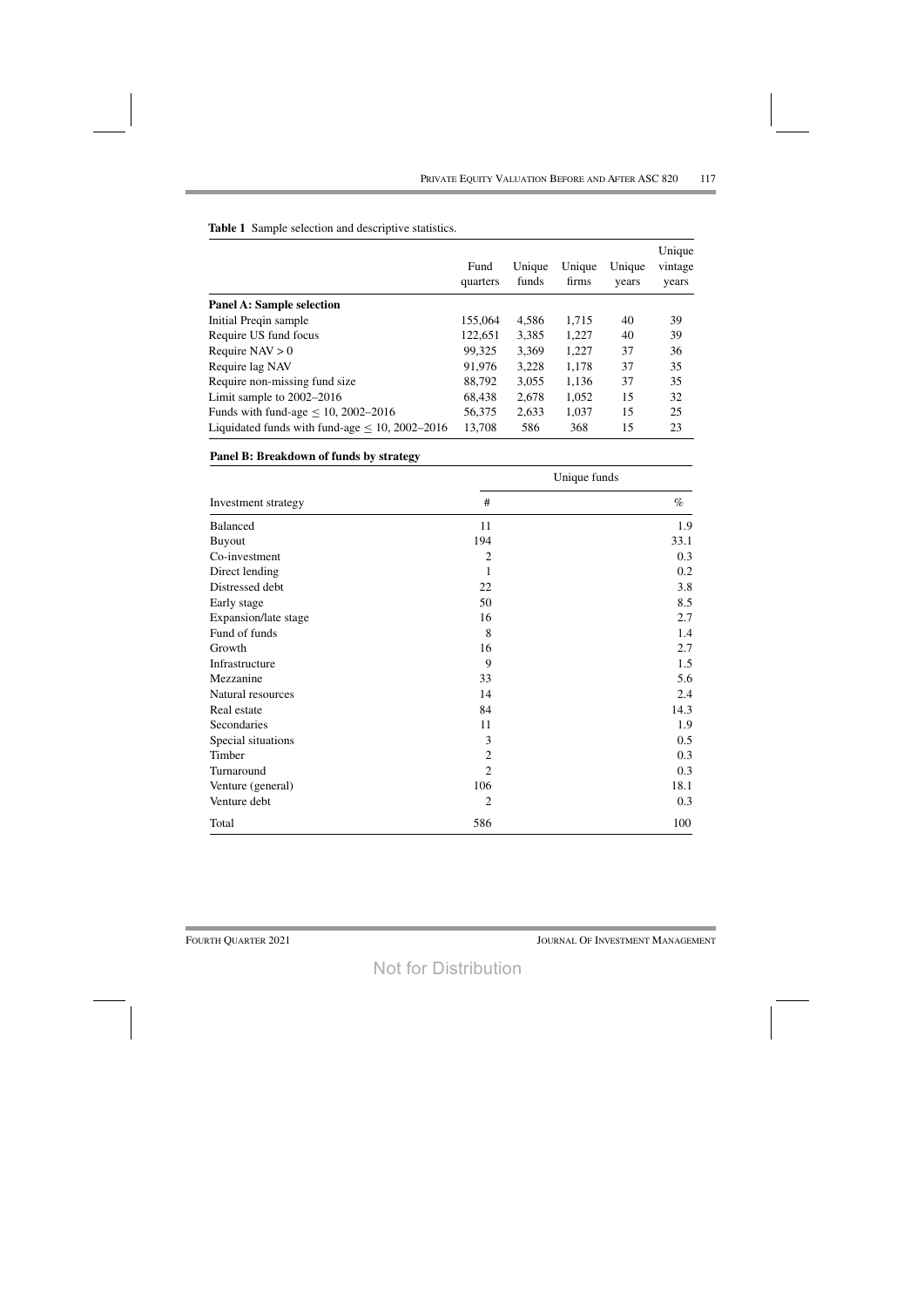**Table 1** Sample selection and descriptive statistics.

| | Fund quarters | Unique funds | Unique firms | Unique years | Unique vintage years |
|---|---|---|---|---|---|
| **Panel A: Sample selection** | | | | | |
| Initial Preqin sample | 155,064 | 4,586 | 1,715 | 40 | 39 |
| Require US fund focus | 122,651 | 3,385 | 1,227 | 40 | 39 |
| Require NAV > 0 | 99,325 | 3,369 | 1,227 | 37 | 36 |
| Require lag NAV | 91,976 | 3,228 | 1,178 | 37 | 35 |
| Require non-missing fund size | 88,792 | 3,055 | 1,136 | 37 | 35 |
| Limit sample to 2002–2016 | 68,438 | 2,678 | 1,052 | 15 | 32 |
| Funds with fund-age $\leq$ 10, 2002–2016 | 56,375 | 2,633 | 1,037 | 15 | 25 |
| Liquidated funds with fund-age $\leq$ 10, 2002–2016 | 13,708 | 586 | 368 | 15 | 23 |

**Panel B: Breakdown of funds by strategy**

| | Unique funds | |
|---|---|---|
| Investment strategy | # | % |
| Balanced | 11 | 1.9 |
| Buyout | 194 | 33.1 |
| Co-investment | 2 | 0.3 |
| Direct lending | 1 | 0.2 |
| Distressed debt | 22 | 3.8 |
| Early stage | 50 | 8.5 |
| Expansion/late stage | 16 | 2.7 |
| Fund of funds | 8 | 1.4 |
| Growth | 16 | 2.7 |
| Infrastructure | 9 | 1.5 |
| Mezzanine | 33 | 5.6 |
| Natural resources | 14 | 2.4 |
| Real estate | 84 | 14.3 |
| Secondaries | 11 | 1.9 |
| Special situations | 3 | 0.5 |
| Timber | 2 | 0.3 |
| Turnaround | 2 | 0.3 |
| Venture (general) | 106 | 18.1 |
| Venture debt | 2 | 0.3 |
| Total | 586 | 100 |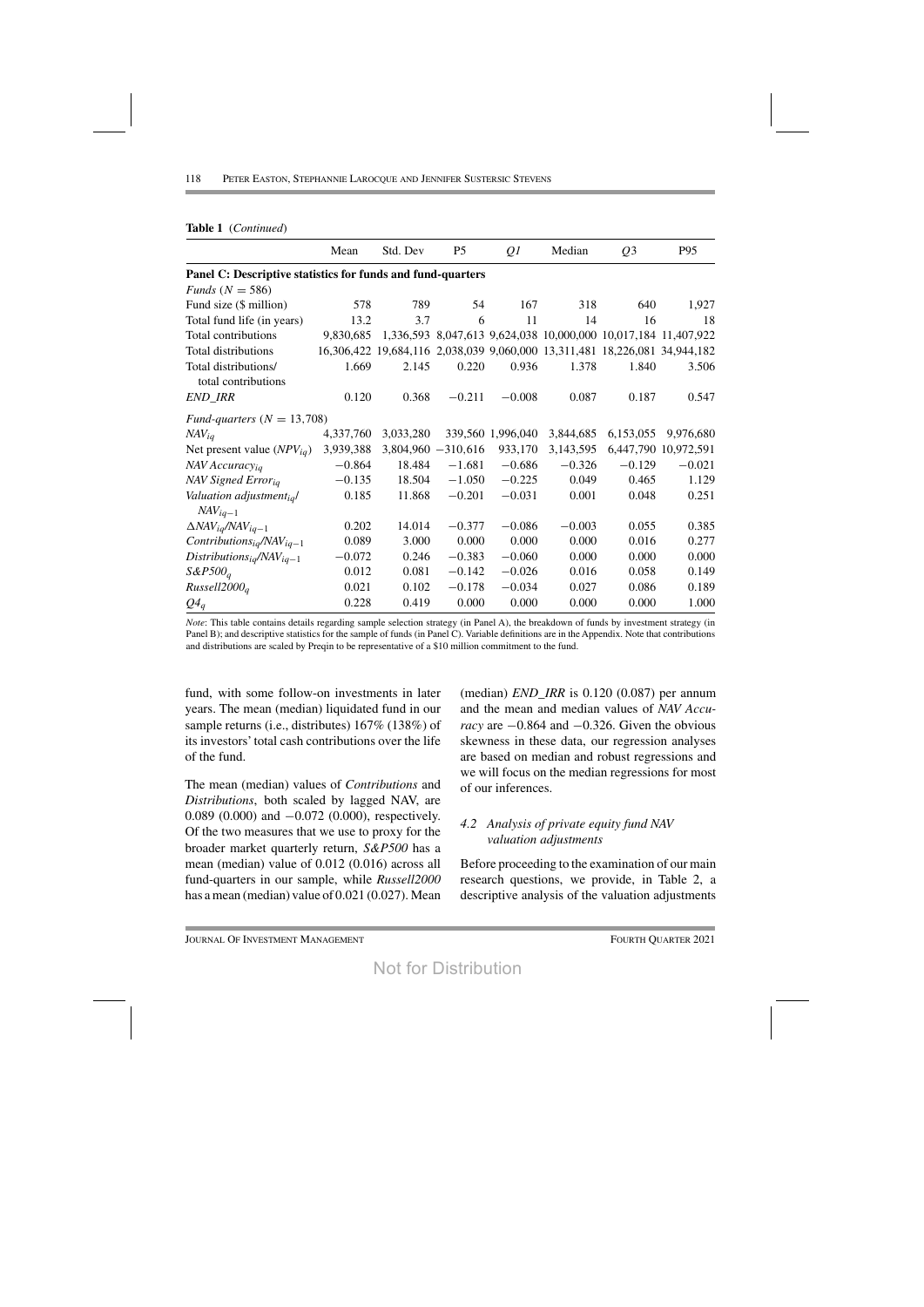**Table 1** (*Continued*)

| | Mean | Std. Dev | P5 | *Q1* | Median | *Q*3 | P95 |
|---|---|---|---|---|---|---|---|
| **Panel C: Descriptive statistics for funds and fund-quarters** | | | | | | | |
| *Funds* ($N = 586$) | | | | | | | |
| Fund size ($ million) | 578 | 789 | 54 | 167 | 318 | 640 | 1,927 |
| Total fund life (in years) | 13.2 | 3.7 | 6 | 11 | 14 | 16 | 18 |
| Total contributions | 9,830,685 | 1,336,593 | 8,047,613 | 9,624,038 | 10,000,000 | 10,017,184 | 11,407,922 |
| Total distributions | 16,306,422 | 19,684,116 | 2,038,039 | 9,060,000 | 13,311,481 | 18,226,081 | 34,944,182 |
| Total distributions/ total contributions | 1.669 | 2.145 | 0.220 | 0.936 | 1.378 | 1.840 | 3.506 |
| *END_IRR* | 0.120 | 0.368 | −0.211 | −0.008 | 0.087 | 0.187 | 0.547 |
| *Fund-quarters* ($N = 13{,}708$) | | | | | | | |
| $NAV_{iq}$ | 4,337,760 | 3,033,280 | 339,560 | 1,996,040 | 3,844,685 | 6,153,055 | 9,976,680 |
| Net present value ($NPV_{iq}$) | 3,939,388 | 3,804,960 | −310,616 | 933,170 | 3,143,595 | 6,447,790 | 10,972,591 |
| $NAV\ Accuracy_{iq}$ | −0.864 | 18.484 | −1.681 | −0.686 | −0.326 | −0.129 | −0.021 |
| $NAV\ Signed\ Error_{iq}$ | −0.135 | 18.504 | −1.050 | −0.225 | 0.049 | 0.465 | 1.129 |
| $Valuation\ adjustment_{iq}/NAV_{iq-1}$ | 0.185 | 11.868 | −0.201 | −0.031 | 0.001 | 0.048 | 0.251 |
| $\Delta NAV_{iq}/NAV_{iq-1}$ | 0.202 | 14.014 | −0.377 | −0.086 | −0.003 | 0.055 | 0.385 |
| $Contributions_{iq}/NAV_{iq-1}$ | 0.089 | 3.000 | 0.000 | 0.000 | 0.000 | 0.016 | 0.277 |
| $Distributions_{iq}/NAV_{iq-1}$ | −0.072 | 0.246 | −0.383 | −0.060 | 0.000 | 0.000 | 0.000 |
| $S\&P500_q$ | 0.012 | 0.081 | −0.142 | −0.026 | 0.016 | 0.058 | 0.149 |
| $Russell2000_q$ | 0.021 | 0.102 | −0.178 | −0.034 | 0.027 | 0.086 | 0.189 |
| $Q4_q$ | 0.228 | 0.419 | 0.000 | 0.000 | 0.000 | 0.000 | 1.000 |

*Note*: This table contains details regarding sample selection strategy (in Panel A), the breakdown of funds by investment strategy (in Panel B); and descriptive statistics for the sample of funds (in Panel C). Variable definitions are in the Appendix. Note that contributions and distributions are scaled by Preqin to be representative of a $10 million commitment to the fund.

fund, with some follow-on investments in later years. The mean (median) liquidated fund in our sample returns (i.e., distributes) 167% (138%) of its investors' total cash contributions over the life of the fund.

The mean (median) values of *Contributions* and *Distributions*, both scaled by lagged NAV, are 0.089 (0.000) and −0.072 (0.000), respectively. Of the two measures that we use to proxy for the broader market quarterly return, *S&P500* has a mean (median) value of 0.012 (0.016) across all fund-quarters in our sample, while *Russell2000* has a mean (median) value of 0.021 (0.027). Mean (median) *END_IRR* is 0.120 (0.087) per annum and the mean and median values of *NAV Accuracy* are −0.864 and −0.326. Given the obvious skewness in these data, our regression analyses are based on median and robust regressions and we will focus on the median regressions for most of our inferences.

### *4.2 Analysis of private equity fund NAV valuation adjustments*

Before proceeding to the examination of our main research questions, we provide, in Table 2, a descriptive analysis of the valuation adjustments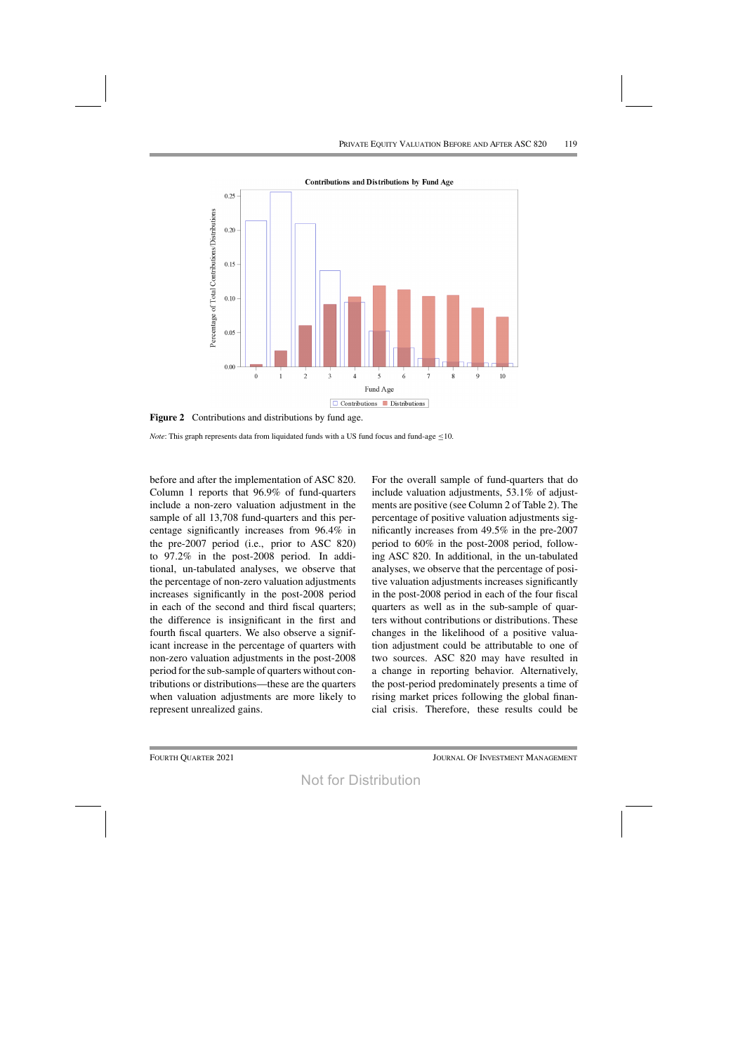**Figure 2** Contributions and distributions by fund age.

*Note*: This graph represents data from liquidated funds with a US fund focus and fund-age ≤10.

before and after the implementation of ASC 820. Column 1 reports that 96.9% of fund-quarters include a non-zero valuation adjustment in the sample of all 13,708 fund-quarters and this percentage significantly increases from 96.4% in the pre-2007 period (i.e., prior to ASC 820) to 97.2% in the post-2008 period. In additional, un-tabulated analyses, we observe that the percentage of non-zero valuation adjustments increases significantly in the post-2008 period in each of the second and third fiscal quarters; the difference is insignificant in the first and fourth fiscal quarters. We also observe a significant increase in the percentage of quarters with non-zero valuation adjustments in the post-2008 period for the sub-sample of quarters without contributions or distributions—these are the quarters when valuation adjustments are more likely to represent unrealized gains.

For the overall sample of fund-quarters that do include valuation adjustments, 53.1% of adjustments are positive (see Column 2 of Table 2). The percentage of positive valuation adjustments significantly increases from 49.5% in the pre-2007 period to 60% in the post-2008 period, following ASC 820. In additional, in the un-tabulated analyses, we observe that the percentage of positive valuation adjustments increases significantly in the post-2008 period in each of the four fiscal quarters as well as in the sub-sample of quarters without contributions or distributions. These changes in the likelihood of a positive valuation adjustment could be attributable to one of two sources. ASC 820 may have resulted in a change in reporting behavior. Alternatively, the post-period predominately presents a time of rising market prices following the global financial crisis. Therefore, these results could be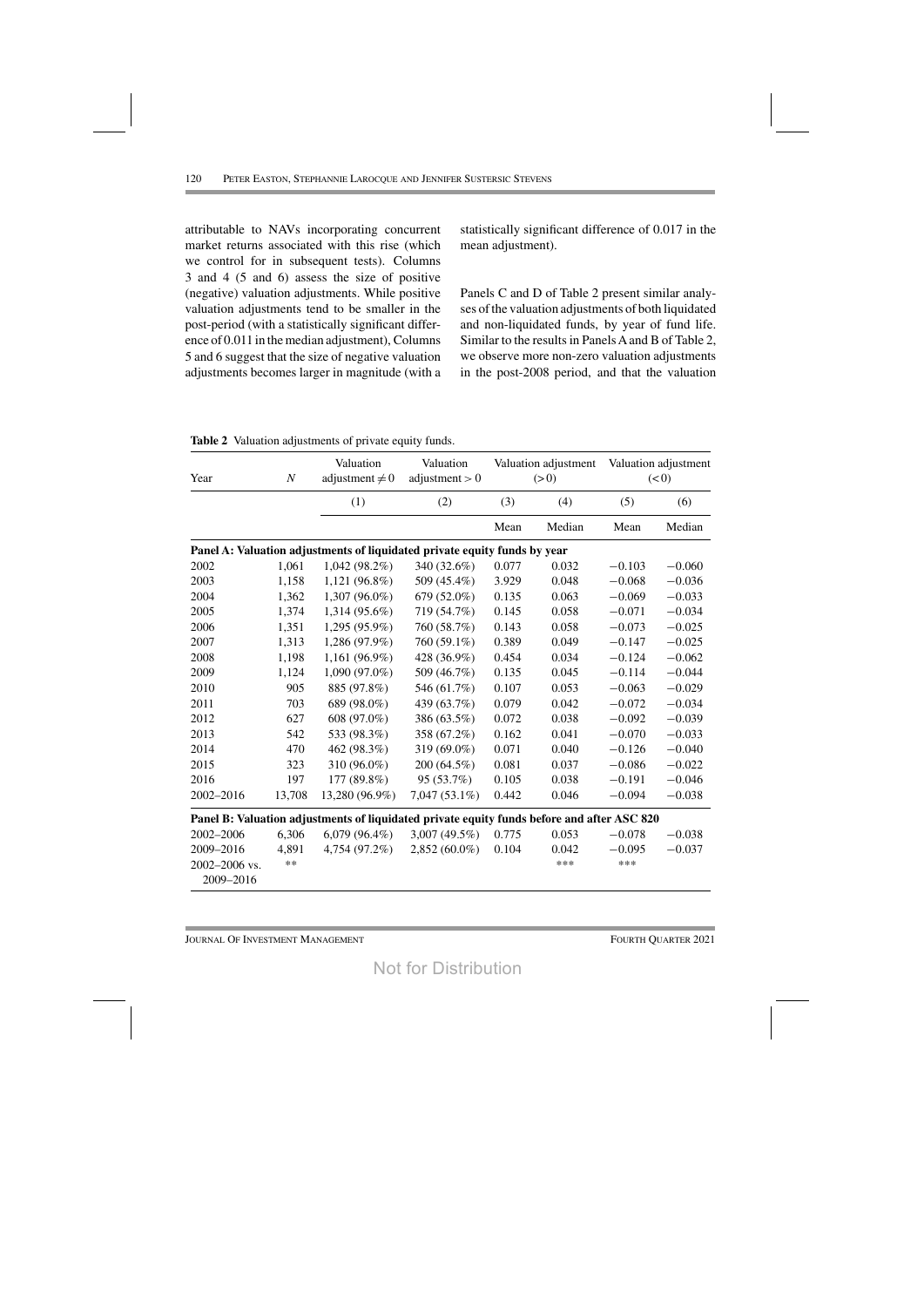attributable to NAVs incorporating concurrent market returns associated with this rise (which we control for in subsequent tests). Columns 3 and 4 (5 and 6) assess the size of positive (negative) valuation adjustments. While positive valuation adjustments tend to be smaller in the post-period (with a statistically significant difference of 0.011 in the median adjustment), Columns 5 and 6 suggest that the size of negative valuation adjustments becomes larger in magnitude (with a statistically significant difference of 0.017 in the mean adjustment).

Panels C and D of Table 2 present similar analyses of the valuation adjustments of both liquidated and non-liquidated funds, by year of fund life. Similar to the results in Panels A and B of Table 2, we observe more non-zero valuation adjustments in the post-2008 period, and that the valuation

**Table 2** Valuation adjustments of private equity funds.

| Year | $N$ | Valuation adjustment $\neq 0$ | Valuation adjustment $> 0$ | Valuation adjustment $(>0)$ | | Valuation adjustment $(<0)$ | |
|---|---|---|---|---|---|---|---|
| | | (1) | (2) | (3) | (4) | (5) | (6) |
| | | | | Mean | Median | Mean | Median |
| **Panel A: Valuation adjustments of liquidated private equity funds by year** | | | | | | | |
| 2002 | 1,061 | 1,042 (98.2%) | 340 (32.6%) | 0.077 | 0.032 | −0.103 | −0.060 |
| 2003 | 1,158 | 1,121 (96.8%) | 509 (45.4%) | 3.929 | 0.048 | −0.068 | −0.036 |
| 2004 | 1,362 | 1,307 (96.0%) | 679 (52.0%) | 0.135 | 0.063 | −0.069 | −0.033 |
| 2005 | 1,374 | 1,314 (95.6%) | 719 (54.7%) | 0.145 | 0.058 | −0.071 | −0.034 |
| 2006 | 1,351 | 1,295 (95.9%) | 760 (58.7%) | 0.143 | 0.058 | −0.073 | −0.025 |
| 2007 | 1,313 | 1,286 (97.9%) | 760 (59.1%) | 0.389 | 0.049 | −0.147 | −0.025 |
| 2008 | 1,198 | 1,161 (96.9%) | 428 (36.9%) | 0.454 | 0.034 | −0.124 | −0.062 |
| 2009 | 1,124 | 1,090 (97.0%) | 509 (46.7%) | 0.135 | 0.045 | −0.114 | −0.044 |
| 2010 | 905 | 885 (97.8%) | 546 (61.7%) | 0.107 | 0.053 | −0.063 | −0.029 |
| 2011 | 703 | 689 (98.0%) | 439 (63.7%) | 0.079 | 0.042 | −0.072 | −0.034 |
| 2012 | 627 | 608 (97.0%) | 386 (63.5%) | 0.072 | 0.038 | −0.092 | −0.039 |
| 2013 | 542 | 533 (98.3%) | 358 (67.2%) | 0.162 | 0.041 | −0.070 | −0.033 |
| 2014 | 470 | 462 (98.3%) | 319 (69.0%) | 0.071 | 0.040 | −0.126 | −0.040 |
| 2015 | 323 | 310 (96.0%) | 200 (64.5%) | 0.081 | 0.037 | −0.086 | −0.022 |
| 2016 | 197 | 177 (89.8%) | 95 (53.7%) | 0.105 | 0.038 | −0.191 | −0.046 |
| 2002–2016 | 13,708 | 13,280 (96.9%) | 7,047 (53.1%) | 0.442 | 0.046 | −0.094 | −0.038 |
| **Panel B: Valuation adjustments of liquidated private equity funds before and after ASC 820** | | | | | | | |
| 2002–2006 | 6,306 | 6,079 (96.4%) | 3,007 (49.5%) | 0.775 | 0.053 | −0.078 | −0.038 |
| 2009–2016 | 4,891 | 4,754 (97.2%) | 2,852 (60.0%) | 0.104 | 0.042 | −0.095 | −0.037 |
| 2002–2006 vs. 2009–2016 | ** | | | | *** | *** | |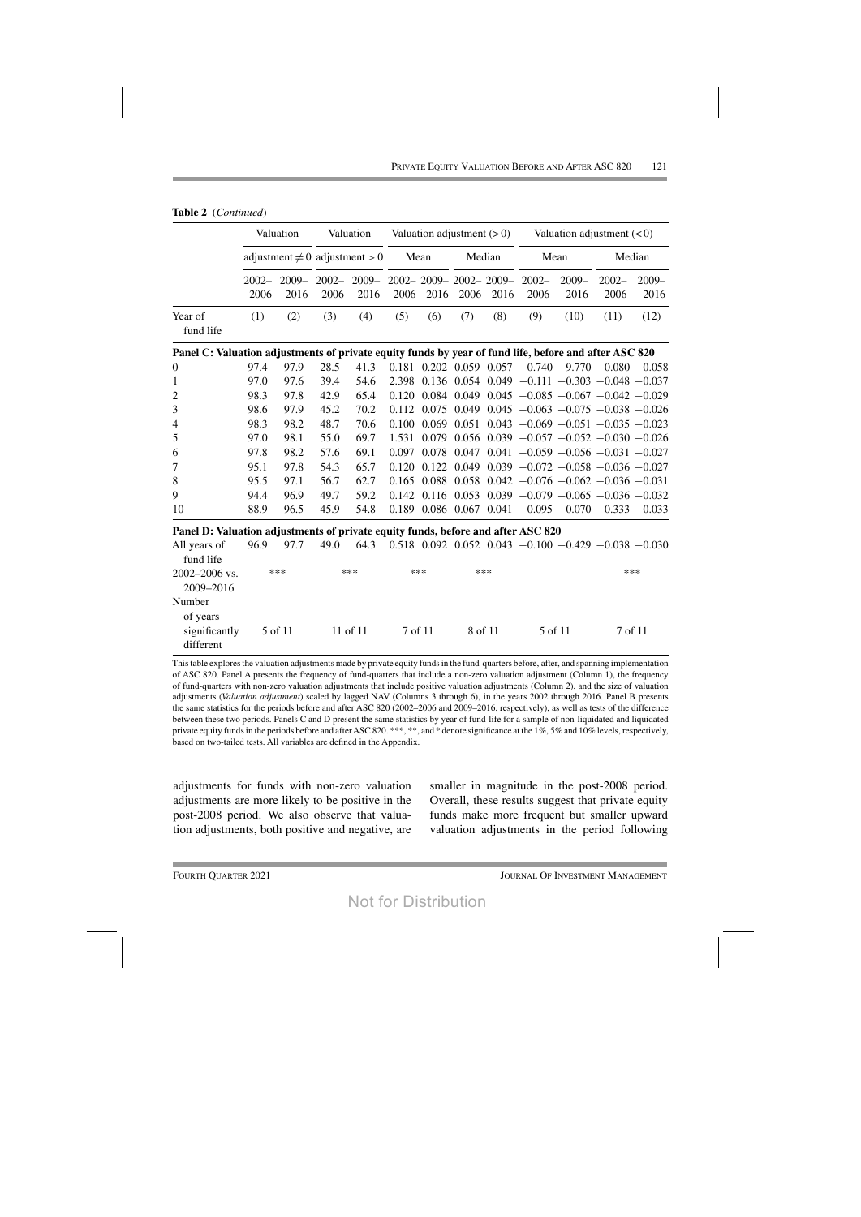**Table 2** (*Continued*)

| | Valuation adjustment ≠ 0 | | Valuation adjustment > 0 | | Valuation adjustment (> 0) | | | | Valuation adjustment (< 0) | | | |
|---|---|---|---|---|---|---|---|---|---|---|---|---|
| | | | | | Mean | | Median | | Mean | | Median | |
| | 2002–2006 | 2009–2016 | 2002–2006 | 2009–2016 | 2002–2006 | 2009–2016 | 2002–2006 | 2009–2016 | 2002–2006 | 2009–2016 | 2002–2006 | 2009–2016 |
| Year of fund life | (1) | (2) | (3) | (4) | (5) | (6) | (7) | (8) | (9) | (10) | (11) | (12) |
| **Panel C: Valuation adjustments of private equity funds by year of fund life, before and after ASC 820** | | | | | | | | | | | | |
| 0 | 97.4 | 97.9 | 28.5 | 41.3 | 0.181 | 0.202 | 0.059 | 0.057 | −0.740 | −9.770 | −0.080 | −0.058 |
| 1 | 97.0 | 97.6 | 39.4 | 54.6 | 2.398 | 0.136 | 0.054 | 0.049 | −0.111 | −0.303 | −0.048 | −0.037 |
| 2 | 98.3 | 97.8 | 42.9 | 65.4 | 0.120 | 0.084 | 0.049 | 0.045 | −0.085 | −0.067 | −0.042 | −0.029 |
| 3 | 98.6 | 97.9 | 45.2 | 70.2 | 0.112 | 0.075 | 0.049 | 0.045 | −0.063 | −0.075 | −0.038 | −0.026 |
| 4 | 98.3 | 98.2 | 48.7 | 70.6 | 0.100 | 0.069 | 0.051 | 0.043 | −0.069 | −0.051 | −0.035 | −0.023 |
| 5 | 97.0 | 98.1 | 55.0 | 69.7 | 1.531 | 0.079 | 0.056 | 0.039 | −0.057 | −0.052 | −0.030 | −0.026 |
| 6 | 97.8 | 98.2 | 57.6 | 69.1 | 0.097 | 0.078 | 0.047 | 0.041 | −0.059 | −0.056 | −0.031 | −0.027 |
| 7 | 95.1 | 97.8 | 54.3 | 65.7 | 0.120 | 0.122 | 0.049 | 0.039 | −0.072 | −0.058 | −0.036 | −0.027 |
| 8 | 95.5 | 97.1 | 56.7 | 62.7 | 0.165 | 0.088 | 0.058 | 0.042 | −0.076 | −0.062 | −0.036 | −0.031 |
| 9 | 94.4 | 96.9 | 49.7 | 59.2 | 0.142 | 0.116 | 0.053 | 0.039 | −0.079 | −0.065 | −0.036 | −0.032 |
| 10 | 88.9 | 96.5 | 45.9 | 54.8 | 0.189 | 0.086 | 0.067 | 0.041 | −0.095 | −0.070 | −0.333 | −0.033 |
| **Panel D: Valuation adjustments of private equity funds, before and after ASC 820** | | | | | | | | | | | | |
| All years of fund life | 96.9 | 97.7 | 49.0 | 64.3 | 0.518 | 0.092 | 0.052 | 0.043 | −0.100 | −0.429 | −0.038 | −0.030 |
| 2002–2006 vs. 2009–2016 | *** | | *** | | *** | | *** | | | | *** | |
| Number of years significantly different | 5 of 11 | | 11 of 11 | | 7 of 11 | | 8 of 11 | | 5 of 11 | | 7 of 11 | |

This table explores the valuation adjustments made by private equity funds in the fund-quarters before, after, and spanning implementation of ASC 820. Panel A presents the frequency of fund-quarters that include a non-zero valuation adjustment (Column 1), the frequency of fund-quarters with non-zero valuation adjustments that include positive valuation adjustments (Column 2), and the size of valuation adjustments (*Valuation adjustment*) scaled by lagged NAV (Columns 3 through 6), in the years 2002 through 2016. Panel B presents the same statistics for the periods before and after ASC 820 (2002–2006 and 2009–2016, respectively), as well as tests of the difference between these two periods. Panels C and D present the same statistics by year of fund-life for a sample of non-liquidated and liquidated private equity funds in the periods before and after ASC 820. ***, **, and * denote significance at the 1%, 5% and 10% levels, respectively, based on two-tailed tests. All variables are defined in the Appendix.

adjustments for funds with non-zero valuation adjustments are more likely to be positive in the post-2008 period. We also observe that valuation adjustments, both positive and negative, are smaller in magnitude in the post-2008 period. Overall, these results suggest that private equity funds make more frequent but smaller upward valuation adjustments in the period following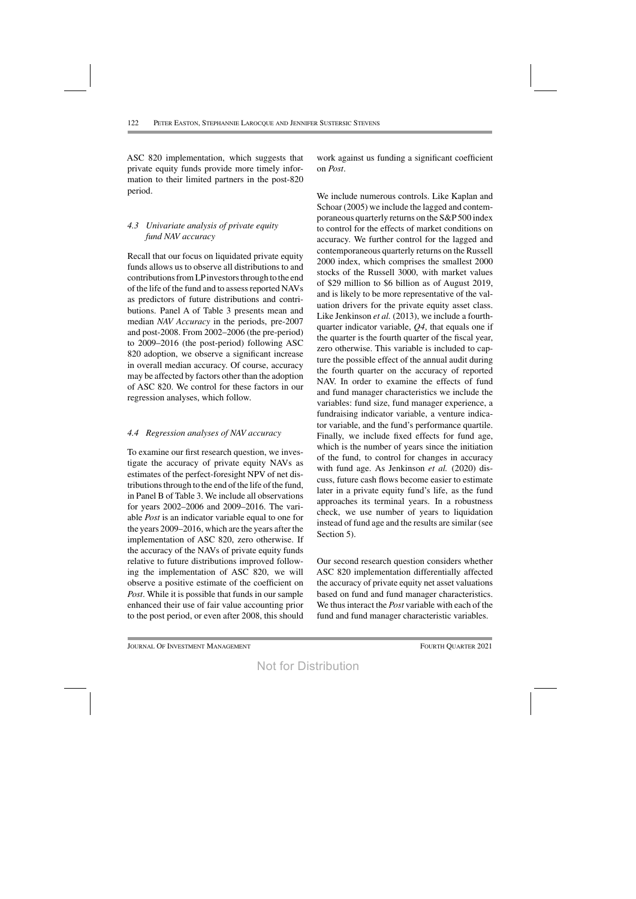ASC 820 implementation, which suggests that private equity funds provide more timely information to their limited partners in the post-820 period.

### 4.3 Univariate analysis of private equity fund NAV accuracy

Recall that our focus on liquidated private equity funds allows us to observe all distributions to and contributions from LP investors through to the end of the life of the fund and to assess reported NAVs as predictors of future distributions and contributions. Panel A of Table 3 presents mean and median *NAV Accuracy* in the periods, pre-2007 and post-2008. From 2002–2006 (the pre-period) to 2009–2016 (the post-period) following ASC 820 adoption, we observe a significant increase in overall median accuracy. Of course, accuracy may be affected by factors other than the adoption of ASC 820. We control for these factors in our regression analyses, which follow.

### 4.4 Regression analyses of NAV accuracy

To examine our first research question, we investigate the accuracy of private equity NAVs as estimates of the perfect-foresight NPV of net distributions through to the end of the life of the fund, in Panel B of Table 3. We include all observations for years 2002–2006 and 2009–2016. The variable *Post* is an indicator variable equal to one for the years 2009–2016, which are the years after the implementation of ASC 820, zero otherwise. If the accuracy of the NAVs of private equity funds relative to future distributions improved following the implementation of ASC 820, we will observe a positive estimate of the coefficient on *Post*. While it is possible that funds in our sample enhanced their use of fair value accounting prior to the post period, or even after 2008, this should work against us funding a significant coefficient on *Post*.

We include numerous controls. Like Kaplan and Schoar (2005) we include the lagged and contemporaneous quarterly returns on the S&P 500 index to control for the effects of market conditions on accuracy. We further control for the lagged and contemporaneous quarterly returns on the Russell 2000 index, which comprises the smallest 2000 stocks of the Russell 3000, with market values of \$29 million to \$6 billion as of August 2019, and is likely to be more representative of the valuation drivers for the private equity asset class. Like Jenkinson *et al.* (2013), we include a fourth-quarter indicator variable, *Q4*, that equals one if the quarter is the fourth quarter of the fiscal year, zero otherwise. This variable is included to capture the possible effect of the annual audit during the fourth quarter on the accuracy of reported NAV. In order to examine the effects of fund and fund manager characteristics we include the variables: fund size, fund manager experience, a fundraising indicator variable, a venture indicator variable, and the fund's performance quartile. Finally, we include fixed effects for fund age, which is the number of years since the initiation of the fund, to control for changes in accuracy with fund age. As Jenkinson *et al.* (2020) discuss, future cash flows become easier to estimate later in a private equity fund's life, as the fund approaches its terminal years. In a robustness check, we use number of years to liquidation instead of fund age and the results are similar (see Section 5).

Our second research question considers whether ASC 820 implementation differentially affected the accuracy of private equity net asset valuations based on fund and fund manager characteristics. We thus interact the *Post* variable with each of the fund and fund manager characteristic variables.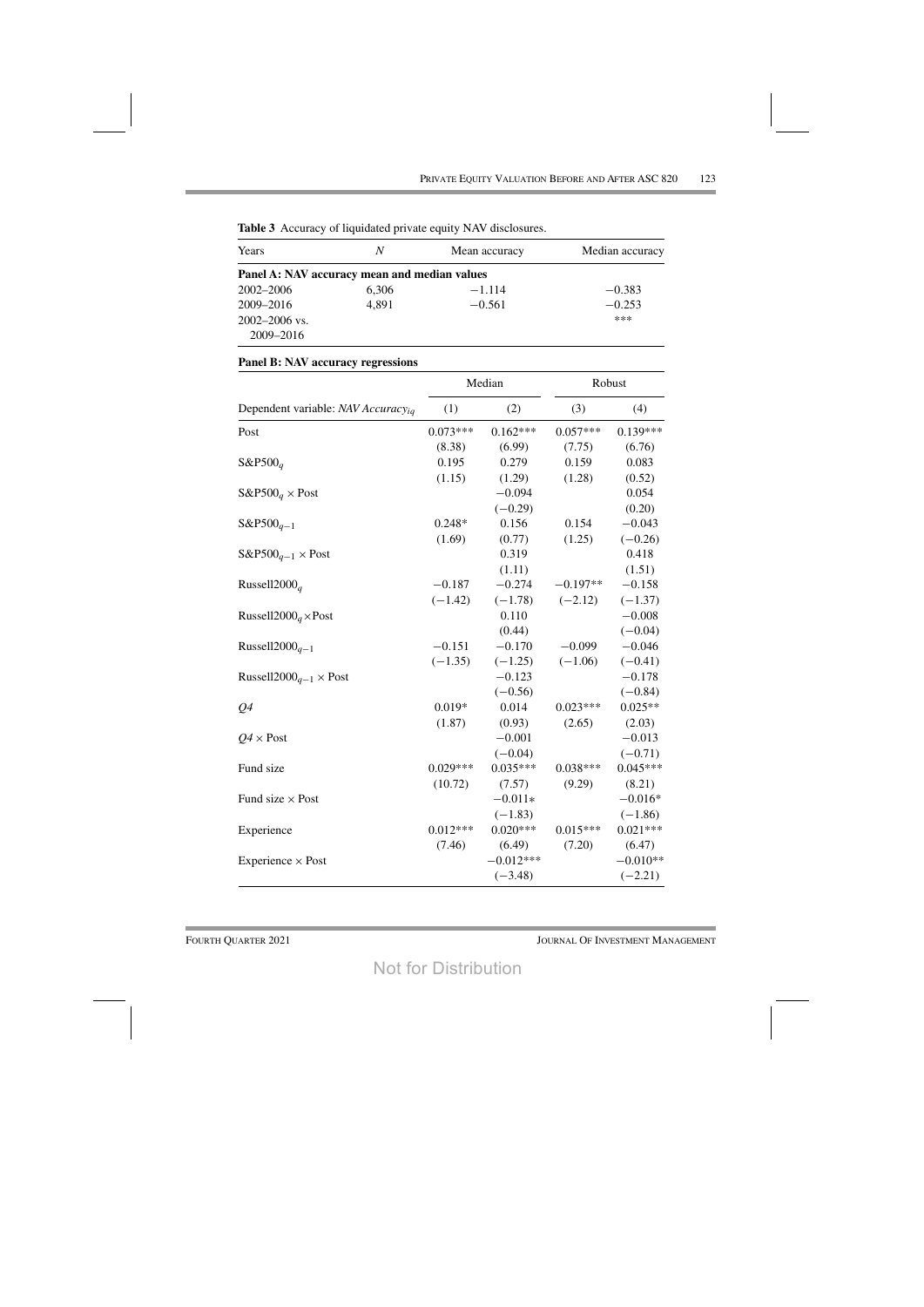**Table 3** Accuracy of liquidated private equity NAV disclosures.

| Years | $N$ | Mean accuracy | Median accuracy |
|---|---|---|---|
| **Panel A: NAV accuracy mean and median values** | | | |
| 2002–2006 | 6,306 | −1.114 | −0.383 |
| 2009–2016 | 4,891 | −0.561 | −0.253 |
| 2002–2006 vs. 2009–2016 | | | *** |

**Panel B: NAV accuracy regressions**

| | Median | | Robust | |
|---|---|---|---|---|
| Dependent variable: *NAV Accuracy*$_{iq}$ | (1) | (2) | (3) | (4) |
| Post | 0.073*** | 0.162*** | 0.057*** | 0.139*** |
| | (8.38) | (6.99) | (7.75) | (6.76) |
| $S\&P500_q$ | 0.195 | 0.279 | 0.159 | 0.083 |
| | (1.15) | (1.29) | (1.28) | (0.52) |
| $S\&P500_q$ × Post | | −0.094 | | 0.054 |
| | | (−0.29) | | (0.20) |
| $S\&P500_{q-1}$ | 0.248* | 0.156 | 0.154 | −0.043 |
| | (1.69) | (0.77) | (1.25) | (−0.26) |
| $S\&P500_{q-1}$ × Post | | 0.319 | | 0.418 |
| | | (1.11) | | (1.51) |
| $Russell2000_q$ | −0.187 | −0.274 | −0.197** | −0.158 |
| | (−1.42) | (−1.78) | (−2.12) | (−1.37) |
| $Russell2000_q$ ×Post | | 0.110 | | −0.008 |
| | | (0.44) | | (−0.04) |
| $Russell2000_{q-1}$ | −0.151 | −0.170 | −0.099 | −0.046 |
| | (−1.35) | (−1.25) | (−1.06) | (−0.41) |
| $Russell2000_{q-1}$ × Post | | −0.123 | | −0.178 |
| | | (−0.56) | | (−0.84) |
| *Q4* | 0.019* | 0.014 | 0.023*** | 0.025** |
| | (1.87) | (0.93) | (2.65) | (2.03) |
| *Q4* × Post | | −0.001 | | −0.013 |
| | | (−0.04) | | (−0.71) |
| Fund size | 0.029*** | 0.035*** | 0.038*** | 0.045*** |
| | (10.72) | (7.57) | (9.29) | (8.21) |
| Fund size × Post | | −0.011* | | −0.016* |
| | | (−1.83) | | (−1.86) |
| Experience | 0.012*** | 0.020*** | 0.015*** | 0.021*** |
| | (7.46) | (6.49) | (7.20) | (6.47) |
| Experience × Post | | −0.012*** | | −0.010** |
| | | (−3.48) | | (−2.21) |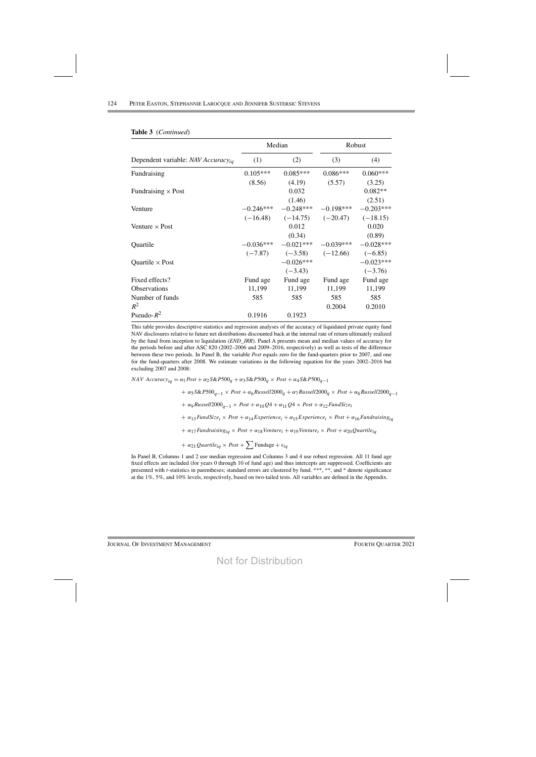**Table 3** (*Continued*)

| | Median | | Robust | |
|---|---|---|---|---|
| Dependent variable: *NAV Accuracy*$_{iq}$ | (1) | (2) | (3) | (4) |
| Fundraising | 0.105*** | 0.085*** | 0.086*** | 0.060*** |
| | (8.56) | (4.19) | (5.57) | (3.25) |
| Fundraising × Post | | 0.032 | | 0.082** |
| | | (1.46) | | (2.51) |
| Venture | −0.246*** | −0.248*** | −0.198*** | −0.203*** |
| | (−16.48) | (−14.75) | (−20.47) | (−18.15) |
| Venture × Post | | 0.012 | | 0.020 |
| | | (0.34) | | (0.89) |
| Quartile | −0.036*** | −0.021*** | −0.039*** | −0.028*** |
| | (−7.87) | (−3.58) | (−12.66) | (−6.85) |
| Quartile × Post | | −0.026*** | | −0.023*** |
| | | (−3.43) | | (−3.76) |
| Fixed effects? | Fund age | Fund age | Fund age | Fund age |
| Observations | 11,199 | 11,199 | 11,199 | 11,199 |
| Number of funds | 585 | 585 | 585 | 585 |
| $R^2$ | | | 0.2004 | 0.2010 |
| Pseudo-$R^2$ | 0.1916 | 0.1923 | | |

This table provides descriptive statistics and regression analyses of the accuracy of liquidated private equity fund NAV disclosures relative to future net distributions discounted back at the internal rate of return ultimately realized by the fund from inception to liquidation (*END_IRR*). Panel A presents mean and median values of accuracy for the periods before and after ASC 820 (2002–2006 and 2009–2016, respectively) as well as tests of the difference between these two periods. In Panel B, the variable *Post* equals zero for the fund-quarters prior to 2007, and one for the fund-quarters after 2008. We estimate variations in the following equation for the years 2002–2016 but excluding 2007 and 2008:

$$
\begin{aligned}
NAV\ Accuracy_{iq} &= \alpha_1 Post + \alpha_2 S\&P500_q + \alpha_3 S\&P500_q \times Post + \alpha_4 S\&P500_{q-1} \\
&+ \alpha_5 S\&P500_{q-1} \times Post + \alpha_6 Russell2000_q + \alpha_7 Russell2000_q \times Post + \alpha_8 Russell2000_{q-1} \\
&+ \alpha_9 Russell2000_{q-1} \times Post + \alpha_{10} Q4 + \alpha_{11} Q4 \times Post + \alpha_{12} FundSize_i \\
&+ \alpha_{13} FundSize_i \times Post + \alpha_{14} Experience_i + \alpha_{15} Experience_i \times Post + \alpha_{16} Fundraising_{iq} \\
&+ \alpha_{17} Fundraising_{iq} \times Post + \alpha_{18} Venture_i + \alpha_{19} Venture_i \times Post + \alpha_{20} Quartile_{iq} \\
&+ \alpha_{21} Quartile_{iq} \times Post + \sum \text{Fundage} + \epsilon_{iq}
\end{aligned}
$$

In Panel B, Columns 1 and 2 use median regression and Columns 3 and 4 use robust regression. All 11 fund age fixed effects are included (for years 0 through 10 of fund age) and thus intercepts are suppressed. Coefficients are presented with *t*-statistics in parentheses; standard errors are clustered by fund. ***, **, and * denote significance at the 1%, 5%, and 10% levels, respectively, based on two-tailed tests. All variables are defined in the Appendix.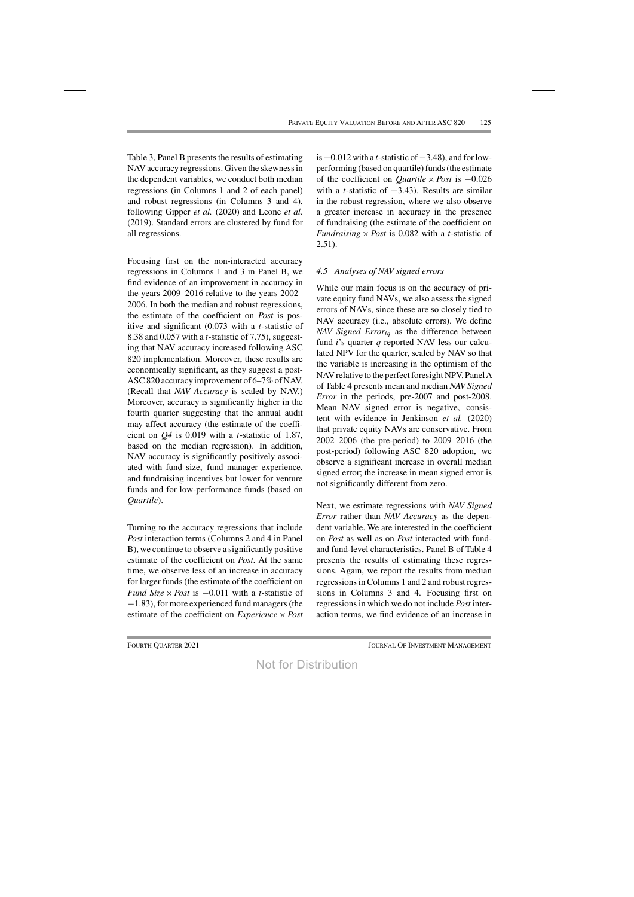Table 3, Panel B presents the results of estimating NAV accuracy regressions. Given the skewness in the dependent variables, we conduct both median regressions (in Columns 1 and 2 of each panel) and robust regressions (in Columns 3 and 4), following Gipper *et al.* (2020) and Leone *et al.* (2019). Standard errors are clustered by fund for all regressions.

Focusing first on the non-interacted accuracy regressions in Columns 1 and 3 in Panel B, we find evidence of an improvement in accuracy in the years 2009–2016 relative to the years 2002–2006. In both the median and robust regressions, the estimate of the coefficient on *Post* is positive and significant (0.073 with a *t*-statistic of 8.38 and 0.057 with a *t*-statistic of 7.75), suggesting that NAV accuracy increased following ASC 820 implementation. Moreover, these results are economically significant, as they suggest a post-ASC 820 accuracy improvement of 6–7% of NAV. (Recall that *NAV Accuracy* is scaled by NAV.) Moreover, accuracy is significantly higher in the fourth quarter suggesting that the annual audit may affect accuracy (the estimate of the coefficient on *Q4* is 0.019 with a *t*-statistic of 1.87, based on the median regression). In addition, NAV accuracy is significantly positively associated with fund size, fund manager experience, and fundraising incentives but lower for venture funds and for low-performance funds (based on *Quartile*).

Turning to the accuracy regressions that include *Post* interaction terms (Columns 2 and 4 in Panel B), we continue to observe a significantly positive estimate of the coefficient on *Post*. At the same time, we observe less of an increase in accuracy for larger funds (the estimate of the coefficient on *Fund Size* × *Post* is −0.011 with a *t*-statistic of −1.83), for more experienced fund managers (the estimate of the coefficient on *Experience* × *Post* is −0.012 with a *t*-statistic of −3.48), and for low-performing (based on quartile) funds (the estimate of the coefficient on *Quartile* × *Post* is −0.026 with a *t*-statistic of −3.43). Results are similar in the robust regression, where we also observe a greater increase in accuracy in the presence of fundraising (the estimate of the coefficient on *Fundraising* × *Post* is 0.082 with a *t*-statistic of 2.51).

### *4.5 Analyses of NAV signed errors*

While our main focus is on the accuracy of private equity fund NAVs, we also assess the signed errors of NAVs, since these are so closely tied to NAV accuracy (i.e., absolute errors). We define *NAV Signed Error*$_{iq}$ as the difference between fund *i*'s quarter *q* reported NAV less our calculated NPV for the quarter, scaled by NAV so that the variable is increasing in the optimism of the NAV relative to the perfect foresight NPV. Panel A of Table 4 presents mean and median *NAV Signed Error* in the periods, pre-2007 and post-2008. Mean NAV signed error is negative, consistent with evidence in Jenkinson *et al.* (2020) that private equity NAVs are conservative. From 2002–2006 (the pre-period) to 2009–2016 (the post-period) following ASC 820 adoption, we observe a significant increase in overall median signed error; the increase in mean signed error is not significantly different from zero.

Next, we estimate regressions with *NAV Signed Error* rather than *NAV Accuracy* as the dependent variable. We are interested in the coefficient on *Post* as well as on *Post* interacted with fund- and fund-level characteristics. Panel B of Table 4 presents the results of estimating these regressions. Again, we report the results from median regressions in Columns 1 and 2 and robust regressions in Columns 3 and 4. Focusing first on regressions in which we do not include *Post* interaction terms, we find evidence of an increase in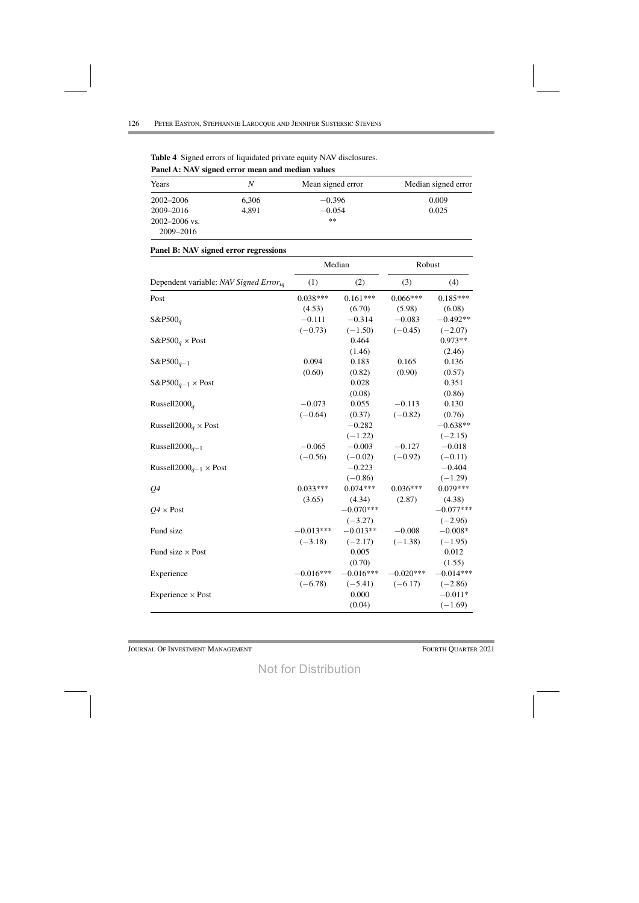**Table 4** Signed errors of liquidated private equity NAV disclosures.

**Panel A: NAV signed error mean and median values**

| Years | $N$ | Mean signed error | Median signed error |
|---|---|---|---|
| 2002–2006 | 6,306 | −0.396 | 0.009 |
| 2009–2016 | 4,891 | −0.054 | 0.025 |
| 2002–2006 vs. 2009–2016 | | ** | |

**Panel B: NAV signed error regressions**

| | Median | | Robust | |
|---|---|---|---|---|
| Dependent variable: *NAV Signed Error*$_{iq}$ | (1) | (2) | (3) | (4) |
| Post | 0.038*** | 0.161*** | 0.066*** | 0.185*** |
| | (4.53) | (6.70) | (5.98) | (6.08) |
| $\text{S\&P500}_q$ | −0.111 | −0.314 | −0.083 | −0.492** |
| | (−0.73) | (−1.50) | (−0.45) | (−2.07) |
| $\text{S\&P500}_q \times \text{Post}$ | | 0.464 | | 0.973** |
| | | (1.46) | | (2.46) |
| $\text{S\&P500}_{q-1}$ | 0.094 | 0.183 | 0.165 | 0.136 |
| | (0.60) | (0.82) | (0.90) | (0.57) |
| $\text{S\&P500}_{q-1} \times \text{Post}$ | | 0.028 | | 0.351 |
| | | (0.08) | | (0.86) |
| $\text{Russell2000}_q$ | −0.073 | 0.055 | −0.113 | 0.130 |
| | (−0.64) | (0.37) | (−0.82) | (0.76) |
| $\text{Russell2000}_q \times \text{Post}$ | | −0.282 | | −0.638** |
| | | (−1.22) | | (−2.15) |
| $\text{Russell2000}_{q-1}$ | −0.065 | −0.003 | −0.127 | −0.018 |
| | (−0.56) | (−0.02) | (−0.92) | (−0.11) |
| $\text{Russell2000}_{q-1} \times \text{Post}$ | | −0.223 | | −0.404 |
| | | (−0.86) | | (−1.29) |
| *Q4* | 0.033*** | 0.074*** | 0.036*** | 0.079*** |
| | (3.65) | (4.34) | (2.87) | (4.38) |
| *Q4* × Post | | −0.070*** | | −0.077*** |
| | | (−3.27) | | (−2.96) |
| Fund size | −0.013*** | −0.013** | −0.008 | −0.008* |
| | (−3.18) | (−2.17) | (−1.38) | (−1.95) |
| Fund size × Post | | 0.005 | | 0.012 |
| | | (0.70) | | (1.55) |
| Experience | −0.016*** | −0.016*** | −0.020*** | −0.014*** |
| | (−6.78) | (−5.41) | (−6.17) | (−2.86) |
| Experience × Post | | 0.000 | | −0.011* |
| | | (0.04) | | (−1.69) |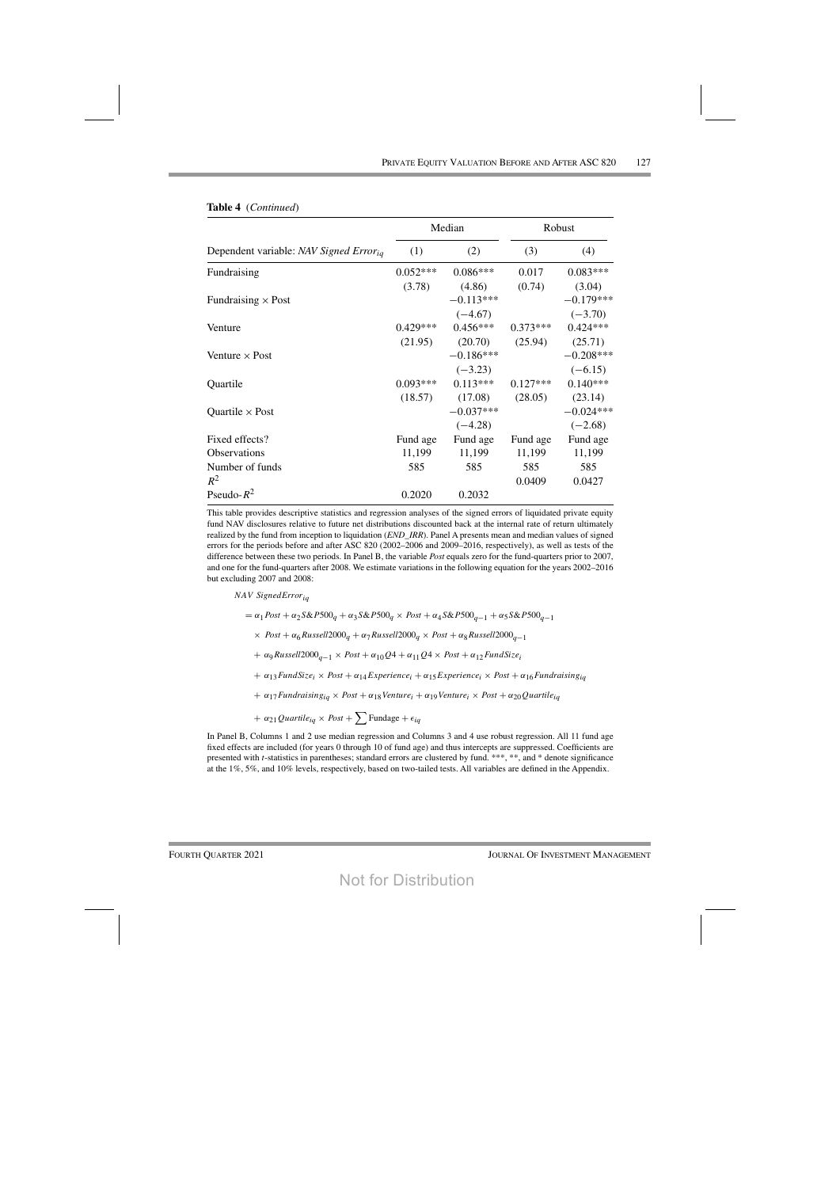**Table 4** (*Continued*)

| | Median | | Robust | |
|---|---|---|---|---|
| Dependent variable: *NAV Signed Error*$_{iq}$ | (1) | (2) | (3) | (4) |
| Fundraising | 0.052*** | 0.086*** | 0.017 | 0.083*** |
| | (3.78) | (4.86) | (0.74) | (3.04) |
| Fundraising × Post | | −0.113*** | | −0.179*** |
| | | (−4.67) | | (−3.70) |
| Venture | 0.429*** | 0.456*** | 0.373*** | 0.424*** |
| | (21.95) | (20.70) | (25.94) | (25.71) |
| Venture × Post | | −0.186*** | | −0.208*** |
| | | (−3.23) | | (−6.15) |
| Quartile | 0.093*** | 0.113*** | 0.127*** | 0.140*** |
| | (18.57) | (17.08) | (28.05) | (23.14) |
| Quartile × Post | | −0.037*** | | −0.024*** |
| | | (−4.28) | | (−2.68) |
| Fixed effects? | Fund age | Fund age | Fund age | Fund age |
| Observations | 11,199 | 11,199 | 11,199 | 11,199 |
| Number of funds | 585 | 585 | 585 | 585 |
| $R^2$ | | | 0.0409 | 0.0427 |
| Pseudo-$R^2$ | 0.2020 | 0.2032 | | |

This table provides descriptive statistics and regression analyses of the signed errors of liquidated private equity fund NAV disclosures relative to future net distributions discounted back at the internal rate of return ultimately realized by the fund from inception to liquidation (*END_IRR*). Panel A presents mean and median values of signed errors for the periods before and after ASC 820 (2002–2006 and 2009–2016, respectively), as well as tests of the difference between these two periods. In Panel B, the variable *Post* equals zero for the fund-quarters prior to 2007, and one for the fund-quarters after 2008. We estimate variations in the following equation for the years 2002–2016 but excluding 2007 and 2008:

$$
\begin{aligned}
&NAV\ SignedError_{iq}\\
&= \alpha_1 Post + \alpha_2 S\&P500_q + \alpha_3 S\&P500_q \times Post + \alpha_4 S\&P500_{q-1} + \alpha_5 S\&P500_{q-1}\\
&\quad \times\ Post + \alpha_6 Russell2000_q + \alpha_7 Russell2000_q \times Post + \alpha_8 Russell2000_{q-1}\\
&\quad +\ \alpha_9 Russell2000_{q-1} \times Post + \alpha_{10} Q4 + \alpha_{11} Q4 \times Post + \alpha_{12} FundSize_i\\
&\quad +\ \alpha_{13} FundSize_i \times Post + \alpha_{14} Experience_i + \alpha_{15} Experience_i \times Post + \alpha_{16} Fundraising_{iq}\\
&\quad +\ \alpha_{17} Fundraising_{iq} \times Post + \alpha_{18} Venture_i + \alpha_{19} Venture_i \times Post + \alpha_{20} Quartile_{iq}\\
&\quad +\ \alpha_{21} Quartile_{iq} \times Post + \sum \text{Fundage} + \epsilon_{iq}
\end{aligned}
$$

In Panel B, Columns 1 and 2 use median regression and Columns 3 and 4 use robust regression. All 11 fund age fixed effects are included (for years 0 through 10 of fund age) and thus intercepts are suppressed. Coefficients are presented with *t*-statistics in parentheses; standard errors are clustered by fund. ***, **, and * denote significance at the 1%, 5%, and 10% levels, respectively, based on two-tailed tests. All variables are defined in the Appendix.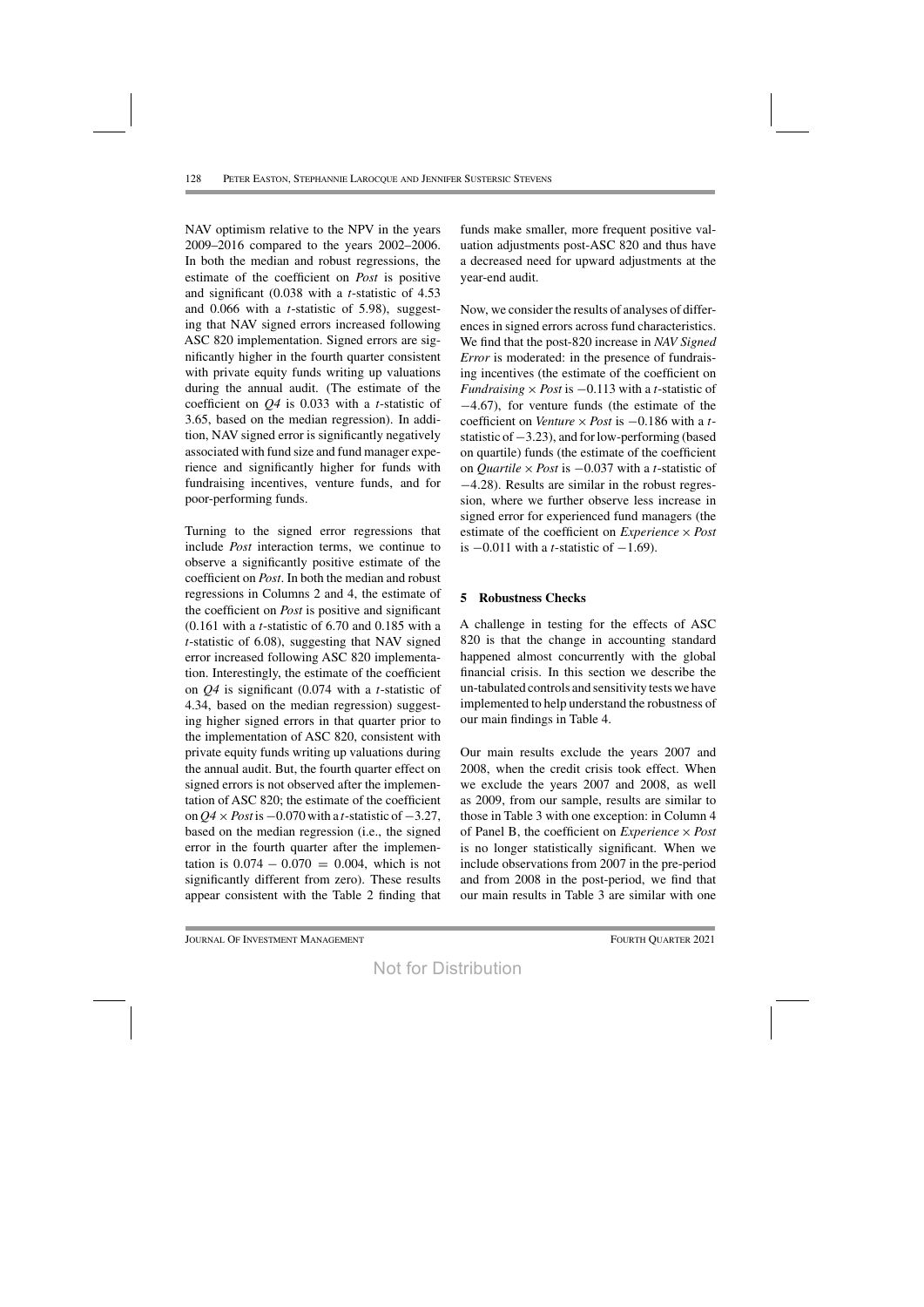NAV optimism relative to the NPV in the years 2009–2016 compared to the years 2002–2006. In both the median and robust regressions, the estimate of the coefficient on *Post* is positive and significant (0.038 with a $t$-statistic of 4.53 and 0.066 with a $t$-statistic of 5.98), suggesting that NAV signed errors increased following ASC 820 implementation. Signed errors are significantly higher in the fourth quarter consistent with private equity funds writing up valuations during the annual audit. (The estimate of the coefficient on *Q4* is 0.033 with a $t$-statistic of 3.65, based on the median regression). In addition, NAV signed error is significantly negatively associated with fund size and fund manager experience and significantly higher for funds with fundraising incentives, venture funds, and for poor-performing funds.

Turning to the signed error regressions that include *Post* interaction terms, we continue to observe a significantly positive estimate of the coefficient on *Post*. In both the median and robust regressions in Columns 2 and 4, the estimate of the coefficient on *Post* is positive and significant (0.161 with a $t$-statistic of 6.70 and 0.185 with a $t$-statistic of 6.08), suggesting that NAV signed error increased following ASC 820 implementation. Interestingly, the estimate of the coefficient on *Q4* is significant (0.074 with a $t$-statistic of 4.34, based on the median regression) suggesting higher signed errors in that quarter prior to the implementation of ASC 820, consistent with private equity funds writing up valuations during the annual audit. But, the fourth quarter effect on signed errors is not observed after the implementation of ASC 820; the estimate of the coefficient on *Q4* × *Post* is −0.070 with a $t$-statistic of −3.27, based on the median regression (i.e., the signed error in the fourth quarter after the implementation is $0.074 - 0.070 = 0.004$, which is not significantly different from zero). These results appear consistent with the Table 2 finding that funds make smaller, more frequent positive valuation adjustments post-ASC 820 and thus have a decreased need for upward adjustments at the year-end audit.

Now, we consider the results of analyses of differences in signed errors across fund characteristics. We find that the post-820 increase in *NAV Signed Error* is moderated: in the presence of fundraising incentives (the estimate of the coefficient on *Fundraising* × *Post* is −0.113 with a $t$-statistic of −4.67), for venture funds (the estimate of the coefficient on *Venture* × *Post* is −0.186 with a $t$-statistic of −3.23), and for low-performing (based on quartile) funds (the estimate of the coefficient on *Quartile* × *Post* is −0.037 with a $t$-statistic of −4.28). Results are similar in the robust regression, where we further observe less increase in signed error for experienced fund managers (the estimate of the coefficient on *Experience* × *Post* is −0.011 with a $t$-statistic of −1.69).

## 5 Robustness Checks

A challenge in testing for the effects of ASC 820 is that the change in accounting standard happened almost concurrently with the global financial crisis. In this section we describe the un-tabulated controls and sensitivity tests we have implemented to help understand the robustness of our main findings in Table 4.

Our main results exclude the years 2007 and 2008, when the credit crisis took effect. When we exclude the years 2007 and 2008, as well as 2009, from our sample, results are similar to those in Table 3 with one exception: in Column 4 of Panel B, the coefficient on *Experience* × *Post* is no longer statistically significant. When we include observations from 2007 in the pre-period and from 2008 in the post-period, we find that our main results in Table 3 are similar with one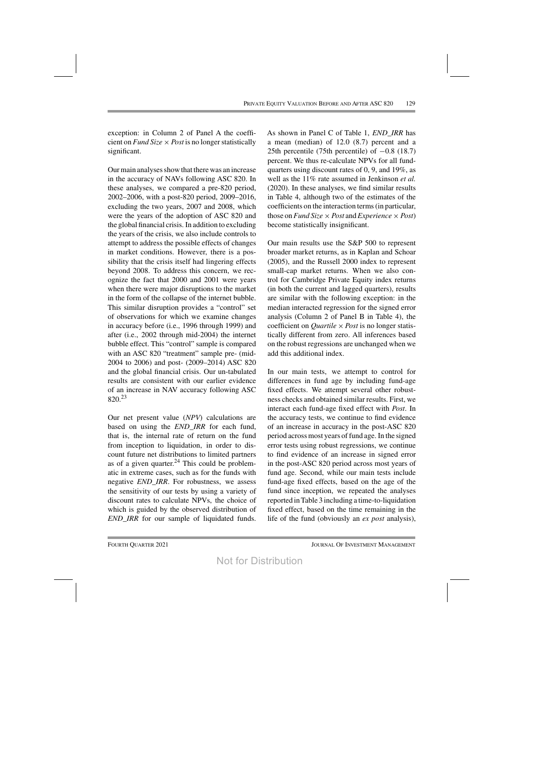exception: in Column 2 of Panel A the coefficient on *Fund Size* × *Post* is no longer statistically significant.

Our main analyses show that there was an increase in the accuracy of NAVs following ASC 820. In these analyses, we compared a pre-820 period, 2002–2006, with a post-820 period, 2009–2016, excluding the two years, 2007 and 2008, which were the years of the adoption of ASC 820 and the global financial crisis. In addition to excluding the years of the crisis, we also include controls to attempt to address the possible effects of changes in market conditions. However, there is a possibility that the crisis itself had lingering effects beyond 2008. To address this concern, we recognize the fact that 2000 and 2001 were years when there were major disruptions to the market in the form of the collapse of the internet bubble. This similar disruption provides a "control" set of observations for which we examine changes in accuracy before (i.e., 1996 through 1999) and after (i.e., 2002 through mid-2004) the internet bubble effect. This "control" sample is compared with an ASC 820 "treatment" sample pre- (mid-2004 to 2006) and post- (2009–2014) ASC 820 and the global financial crisis. Our un-tabulated results are consistent with our earlier evidence of an increase in NAV accuracy following ASC 820.[23]

Our net present value (*NPV*) calculations are based on using the *END_IRR* for each fund, that is, the internal rate of return on the fund from inception to liquidation, in order to discount future net distributions to limited partners as of a given quarter.[24] This could be problematic in extreme cases, such as for the funds with negative *END_IRR*. For robustness, we assess the sensitivity of our tests by using a variety of discount rates to calculate NPVs, the choice of which is guided by the observed distribution of *END_IRR* for our sample of liquidated funds. As shown in Panel C of Table 1, *END_IRR* has a mean (median) of 12.0 (8.7) percent and a 25th percentile (75th percentile) of −0.8 (18.7) percent. We thus re-calculate NPVs for all fund-quarters using discount rates of 0, 9, and 19%, as well as the 11% rate assumed in Jenkinson *et al.* (2020). In these analyses, we find similar results in Table 4, although two of the estimates of the coefficients on the interaction terms (in particular, those on *Fund Size* × *Post* and *Experience* × *Post*) become statistically insignificant.

Our main results use the S&P 500 to represent broader market returns, as in Kaplan and Schoar (2005), and the Russell 2000 index to represent small-cap market returns. When we also control for Cambridge Private Equity index returns (in both the current and lagged quarters), results are similar with the following exception: in the median interacted regression for the signed error analysis (Column 2 of Panel B in Table 4), the coefficient on *Quartile* × *Post* is no longer statistically different from zero. All inferences based on the robust regressions are unchanged when we add this additional index.

In our main tests, we attempt to control for differences in fund age by including fund-age fixed effects. We attempt several other robustness checks and obtained similar results. First, we interact each fund-age fixed effect with *Post*. In the accuracy tests, we continue to find evidence of an increase in accuracy in the post-ASC 820 period across most years of fund age. In the signed error tests using robust regressions, we continue to find evidence of an increase in signed error in the post-ASC 820 period across most years of fund age. Second, while our main tests include fund-age fixed effects, based on the age of the fund since inception, we repeated the analyses reported in Table 3 including a time-to-liquidation fixed effect, based on the time remaining in the life of the fund (obviously an *ex post* analysis),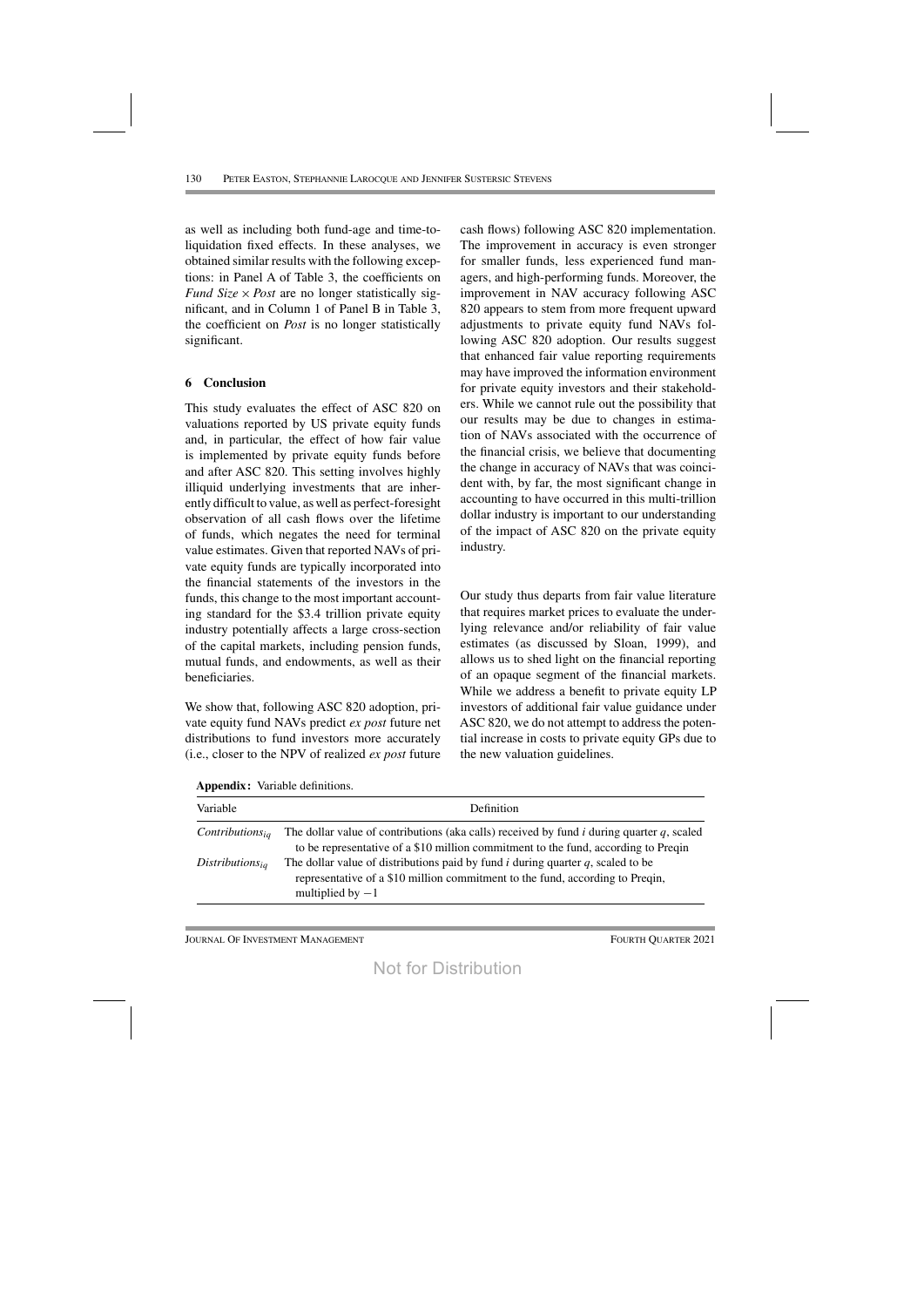as well as including both fund-age and time-to-liquidation fixed effects. In these analyses, we obtained similar results with the following exceptions: in Panel A of Table 3, the coefficients on *Fund Size* × *Post* are no longer statistically significant, and in Column 1 of Panel B in Table 3, the coefficient on *Post* is no longer statistically significant.

## 6 Conclusion

This study evaluates the effect of ASC 820 on valuations reported by US private equity funds and, in particular, the effect of how fair value is implemented by private equity funds before and after ASC 820. This setting involves highly illiquid underlying investments that are inherently difficult to value, as well as perfect-foresight observation of all cash flows over the lifetime of funds, which negates the need for terminal value estimates. Given that reported NAVs of private equity funds are typically incorporated into the financial statements of the investors in the funds, this change to the most important accounting standard for the \$3.4 trillion private equity industry potentially affects a large cross-section of the capital markets, including pension funds, mutual funds, and endowments, as well as their beneficiaries.

We show that, following ASC 820 adoption, private equity fund NAVs predict *ex post* future net distributions to fund investors more accurately (i.e., closer to the NPV of realized *ex post* future cash flows) following ASC 820 implementation. The improvement in accuracy is even stronger for smaller funds, less experienced fund managers, and high-performing funds. Moreover, the improvement in NAV accuracy following ASC 820 appears to stem from more frequent upward adjustments to private equity fund NAVs following ASC 820 adoption. Our results suggest that enhanced fair value reporting requirements may have improved the information environment for private equity investors and their stakeholders. While we cannot rule out the possibility that our results may be due to changes in estimation of NAVs associated with the occurrence of the financial crisis, we believe that documenting the change in accuracy of NAVs that was coincident with, by far, the most significant change in accounting to have occurred in this multi-trillion dollar industry is important to our understanding of the impact of ASC 820 on the private equity industry.

Our study thus departs from fair value literature that requires market prices to evaluate the underlying relevance and/or reliability of fair value estimates (as discussed by Sloan, 1999), and allows us to shed light on the financial reporting of an opaque segment of the financial markets. While we address a benefit to private equity LP investors of additional fair value guidance under ASC 820, we do not attempt to address the potential increase in costs to private equity GPs due to the new valuation guidelines.

**Appendix:** Variable definitions.

| Variable | Definition |
|---|---|
| $Contributions_{iq}$ | The dollar value of contributions (aka calls) received by fund $i$ during quarter $q$, scaled to be representative of a \$10 million commitment to the fund, according to Preqin |
| $Distributions_{iq}$ | The dollar value of distributions paid by fund $i$ during quarter $q$, scaled to be representative of a \$10 million commitment to the fund, according to Preqin, multiplied by $-1$ |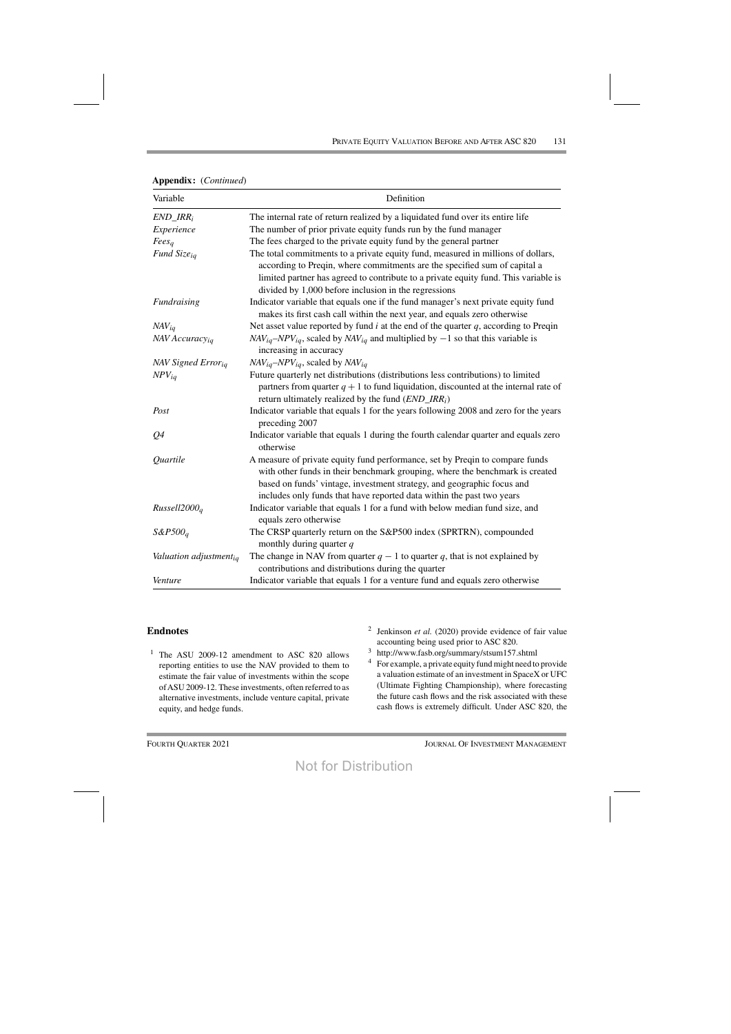**Appendix:** (*Continued*)

| Variable | Definition |
|---|---|
| $END\_IRR_i$ | The internal rate of return realized by a liquidated fund over its entire life |
| *Experience* | The number of prior private equity funds run by the fund manager |
| $Fees_q$ | The fees charged to the private equity fund by the general partner |
| $Fund\ Size_{iq}$ | The total commitments to a private equity fund, measured in millions of dollars, according to Preqin, where commitments are the specified sum of capital a limited partner has agreed to contribute to a private equity fund. This variable is divided by 1,000 before inclusion in the regressions |
| *Fundraising* | Indicator variable that equals one if the fund manager's next private equity fund makes its first cash call within the next year, and equals zero otherwise |
| $NAV_{iq}$ | Net asset value reported by fund $i$ at the end of the quarter $q$, according to Preqin |
| $NAV\ Accuracy_{iq}$ | $NAV_{iq}$–$NPV_{iq}$, scaled by $NAV_{iq}$ and multiplied by $-1$ so that this variable is increasing in accuracy |
| $NAV\ Signed\ Error_{iq}$ | $NAV_{iq}$–$NPV_{iq}$, scaled by $NAV_{iq}$ |
| $NPV_{iq}$ | Future quarterly net distributions (distributions less contributions) to limited partners from quarter $q+1$ to fund liquidation, discounted at the internal rate of return ultimately realized by the fund ($END\_IRR_i$) |
| *Post* | Indicator variable that equals 1 for the years following 2008 and zero for the years preceding 2007 |
| *Q4* | Indicator variable that equals 1 during the fourth calendar quarter and equals zero otherwise |
| *Quartile* | A measure of private equity fund performance, set by Preqin to compare funds with other funds in their benchmark grouping, where the benchmark is created based on funds' vintage, investment strategy, and geographic focus and includes only funds that have reported data within the past two years |
| $Russell2000_q$ | Indicator variable that equals 1 for a fund with below median fund size, and equals zero otherwise |
| $S\&P500_q$ | The CRSP quarterly return on the S&P500 index (SPRTRN), compounded monthly during quarter $q$ |
| $Valuation\ adjustment_{iq}$ | The change in NAV from quarter $q-1$ to quarter $q$, that is not explained by contributions and distributions during the quarter |
| *Venture* | Indicator variable that equals 1 for a venture fund and equals zero otherwise |

## Endnotes

[1] The ASU 2009-12 amendment to ASC 820 allows reporting entities to use the NAV provided to them to estimate the fair value of investments within the scope of ASU 2009-12. These investments, often referred to as alternative investments, include venture capital, private equity, and hedge funds.

[2] Jenkinson *et al.* (2020) provide evidence of fair value accounting being used prior to ASC 820.

[3] http://www.fasb.org/summary/stsum157.shtml

[4] For example, a private equity fund might need to provide a valuation estimate of an investment in SpaceX or UFC (Ultimate Fighting Championship), where forecasting the future cash flows and the risk associated with these cash flows is extremely difficult. Under ASC 820, the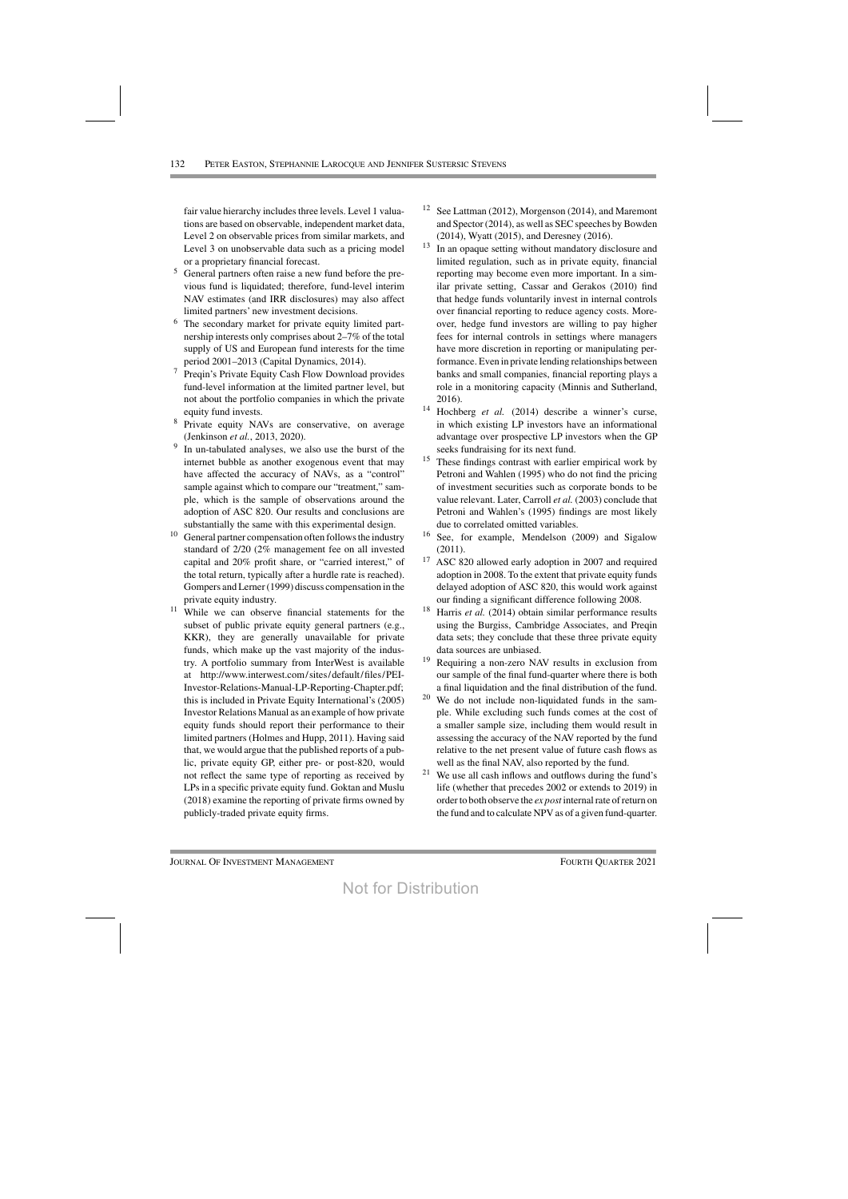fair value hierarchy includes three levels. Level 1 valuations are based on observable, independent market data, Level 2 on observable prices from similar markets, and Level 3 on unobservable data such as a pricing model or a proprietary financial forecast.

[5] General partners often raise a new fund before the previous fund is liquidated; therefore, fund-level interim NAV estimates (and IRR disclosures) may also affect limited partners' new investment decisions.

[6] The secondary market for private equity limited partnership interests only comprises about 2–7% of the total supply of US and European fund interests for the time period 2001–2013 (Capital Dynamics, 2014).

[7] Preqin's Private Equity Cash Flow Download provides fund-level information at the limited partner level, but not about the portfolio companies in which the private equity fund invests.

[8] Private equity NAVs are conservative, on average (Jenkinson *et al.*, 2013, 2020).

[9] In un-tabulated analyses, we also use the burst of the internet bubble as another exogenous event that may have affected the accuracy of NAVs, as a "control" sample against which to compare our "treatment," sample, which is the sample of observations around the adoption of ASC 820. Our results and conclusions are substantially the same with this experimental design.

[10] General partner compensation often follows the industry standard of 2/20 (2% management fee on all invested capital and 20% profit share, or "carried interest," of the total return, typically after a hurdle rate is reached). Gompers and Lerner (1999) discuss compensation in the private equity industry.

[11] While we can observe financial statements for the subset of public private equity general partners (e.g., KKR), they are generally unavailable for private funds, which make up the vast majority of the industry. A portfolio summary from InterWest is available at http://www.interwest.com/sites/default/files/PEI-Investor-Relations-Manual-LP-Reporting-Chapter.pdf; this is included in Private Equity International's (2005) Investor Relations Manual as an example of how private equity funds should report their performance to their limited partners (Holmes and Hupp, 2011). Having said that, we would argue that the published reports of a public, private equity GP, either pre- or post-820, would not reflect the same type of reporting as received by LPs in a specific private equity fund. Goktan and Muslu (2018) examine the reporting of private firms owned by publicly-traded private equity firms.

[12] See Lattman (2012), Morgenson (2014), and Maremont and Spector (2014), as well as SEC speeches by Bowden (2014), Wyatt (2015), and Deresney (2016).

[13] In an opaque setting without mandatory disclosure and limited regulation, such as in private equity, financial reporting may become even more important. In a similar private setting, Cassar and Gerakos (2010) find that hedge funds voluntarily invest in internal controls over financial reporting to reduce agency costs. Moreover, hedge fund investors are willing to pay higher fees for internal controls in settings where managers have more discretion in reporting or manipulating performance. Even in private lending relationships between banks and small companies, financial reporting plays a role in a monitoring capacity (Minnis and Sutherland, 2016).

[14] Hochberg *et al.* (2014) describe a winner's curse, in which existing LP investors have an informational advantage over prospective LP investors when the GP seeks fundraising for its next fund.

[15] These findings contrast with earlier empirical work by Petroni and Wahlen (1995) who do not find the pricing of investment securities such as corporate bonds to be value relevant. Later, Carroll *et al.* (2003) conclude that Petroni and Wahlen's (1995) findings are most likely due to correlated omitted variables.

[16] See, for example, Mendelson (2009) and Sigalow (2011).

[17] ASC 820 allowed early adoption in 2007 and required adoption in 2008. To the extent that private equity funds delayed adoption of ASC 820, this would work against our finding a significant difference following 2008.

[18] Harris *et al.* (2014) obtain similar performance results using the Burgiss, Cambridge Associates, and Preqin data sets; they conclude that these three private equity data sources are unbiased.

[19] Requiring a non-zero NAV results in exclusion from our sample of the final fund-quarter where there is both a final liquidation and the final distribution of the fund.

[20] We do not include non-liquidated funds in the sample. While excluding such funds comes at the cost of a smaller sample size, including them would result in assessing the accuracy of the NAV reported by the fund relative to the net present value of future cash flows as well as the final NAV, also reported by the fund.

[21] We use all cash inflows and outflows during the fund's life (whether that precedes 2002 or extends to 2019) in order to both observe the *ex post* internal rate of return on the fund and to calculate NPV as of a given fund-quarter.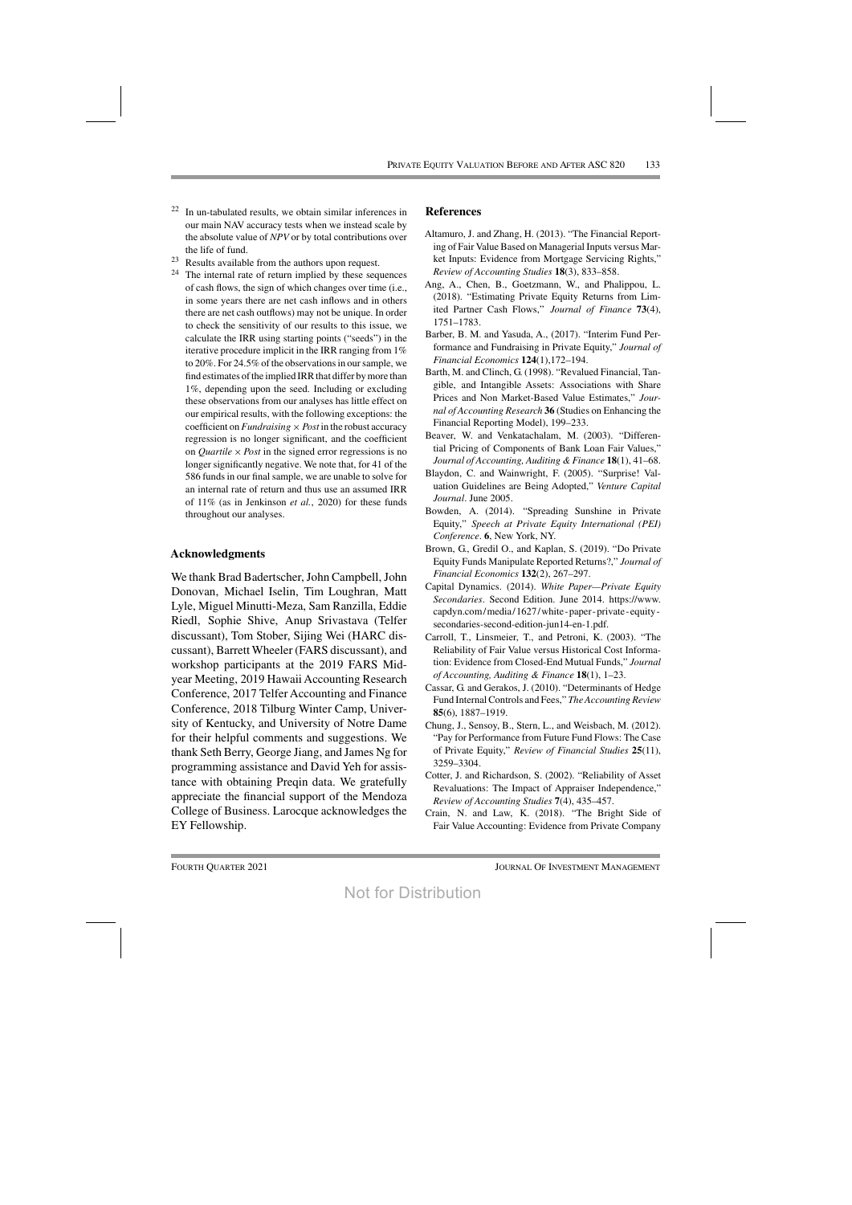[22] In un-tabulated results, we obtain similar inferences in our main NAV accuracy tests when we instead scale by the absolute value of *NPV* or by total contributions over the life of fund.

[23] Results available from the authors upon request.

[24] The internal rate of return implied by these sequences of cash flows, the sign of which changes over time (i.e., in some years there are net cash inflows and in others there are net cash outflows) may not be unique. In order to check the sensitivity of our results to this issue, we calculate the IRR using starting points ("seeds") in the iterative procedure implicit in the IRR ranging from 1% to 20%. For 24.5% of the observations in our sample, we find estimates of the implied IRR that differ by more than 1%, depending upon the seed. Including or excluding these observations from our analyses has little effect on our empirical results, with the following exceptions: the coefficient on *Fundraising* × *Post* in the robust accuracy regression is no longer significant, and the coefficient on *Quartile* × *Post* in the signed error regressions is no longer significantly negative. We note that, for 41 of the 586 funds in our final sample, we are unable to solve for an internal rate of return and thus use an assumed IRR of 11% (as in Jenkinson *et al.*, 2020) for these funds throughout our analyses.

## Acknowledgments

We thank Brad Badertscher, John Campbell, John Donovan, Michael Iselin, Tim Loughran, Matt Lyle, Miguel Minutti-Meza, Sam Ranzilla, Eddie Riedl, Sophie Shive, Anup Srivastava (Telfer discussant), Tom Stober, Sijing Wei (HARC discussant), Barrett Wheeler (FARS discussant), and workshop participants at the 2019 FARS Mid-year Meeting, 2019 Hawaii Accounting Research Conference, 2017 Telfer Accounting and Finance Conference, 2018 Tilburg Winter Camp, University of Kentucky, and University of Notre Dame for their helpful comments and suggestions. We thank Seth Berry, George Jiang, and James Ng for programming assistance and David Yeh for assistance with obtaining Preqin data. We gratefully appreciate the financial support of the Mendoza College of Business. Larocque acknowledges the EY Fellowship.

## References

Altamuro, J. and Zhang, H. (2013). "The Financial Reporting of Fair Value Based on Managerial Inputs versus Market Inputs: Evidence from Mortgage Servicing Rights," *Review of Accounting Studies* **18**(3), 833–858.

Ang, A., Chen, B., Goetzmann, W., and Phalippou, L. (2018). "Estimating Private Equity Returns from Limited Partner Cash Flows," *Journal of Finance* **73**(4), 1751–1783.

Barber, B. M. and Yasuda, A., (2017). "Interim Fund Performance and Fundraising in Private Equity," *Journal of Financial Economics* **124**(1),172–194.

Barth, M. and Clinch, G. (1998). "Revalued Financial, Tangible, and Intangible Assets: Associations with Share Prices and Non Market-Based Value Estimates," *Journal of Accounting Research* **36** (Studies on Enhancing the Financial Reporting Model), 199–233.

Beaver, W. and Venkatachalam, M. (2003). "Differential Pricing of Components of Bank Loan Fair Values," *Journal of Accounting, Auditing & Finance* **18**(1), 41–68.

Blaydon, C. and Wainwright, F. (2005). "Surprise! Valuation Guidelines are Being Adopted," *Venture Capital Journal*. June 2005.

Bowden, A. (2014). "Spreading Sunshine in Private Equity," *Speech at Private Equity International (PEI) Conference*. **6**, New York, NY.

Brown, G., Gredil O., and Kaplan, S. (2019). "Do Private Equity Funds Manipulate Reported Returns?," *Journal of Financial Economics* **132**(2), 267–297.

Capital Dynamics. (2014). *White Paper—Private Equity Secondaries*. Second Edition. June 2014. https://www.capdyn.com/media/1627/white-paper-private-equity-secondaries-second-edition-jun14-en-1.pdf.

Carroll, T., Linsmeier, T., and Petroni, K. (2003). "The Reliability of Fair Value versus Historical Cost Information: Evidence from Closed-End Mutual Funds," *Journal of Accounting, Auditing & Finance* **18**(1), 1–23.

Cassar, G. and Gerakos, J. (2010). "Determinants of Hedge Fund Internal Controls and Fees," *The Accounting Review* **85**(6), 1887–1919.

Chung, J., Sensoy, B., Stern, L., and Weisbach, M. (2012). "Pay for Performance from Future Fund Flows: The Case of Private Equity," *Review of Financial Studies* **25**(11), 3259–3304.

Cotter, J. and Richardson, S. (2002). "Reliability of Asset Revaluations: The Impact of Appraiser Independence," *Review of Accounting Studies* **7**(4), 435–457.

Crain, N. and Law, K. (2018). "The Bright Side of Fair Value Accounting: Evidence from Private Company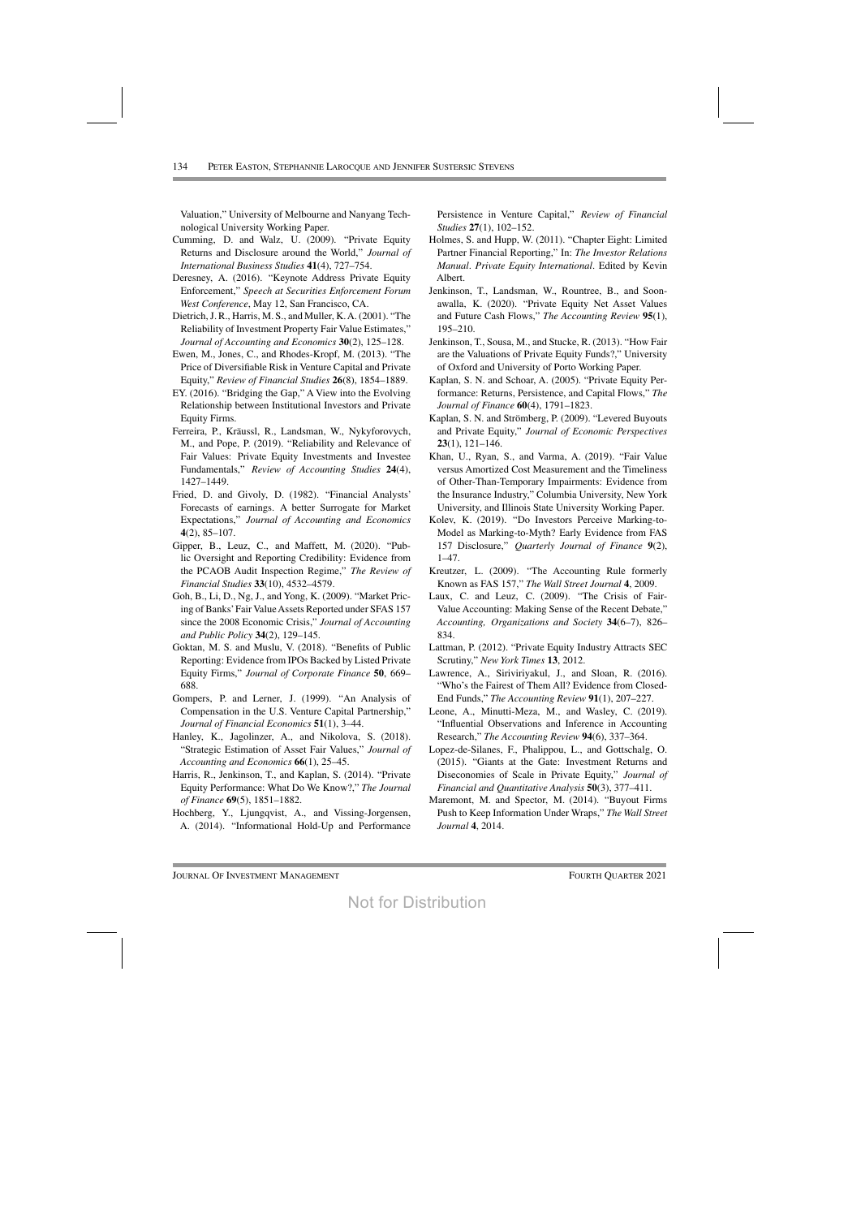Valuation," University of Melbourne and Nanyang Technological University Working Paper.

Cumming, D. and Walz, U. (2009). "Private Equity Returns and Disclosure around the World," *Journal of International Business Studies* **41**(4), 727–754.

Deresney, A. (2016). "Keynote Address Private Equity Enforcement," *Speech at Securities Enforcement Forum West Conference*, May 12, San Francisco, CA.

Dietrich, J. R., Harris, M. S., and Muller, K. A. (2001). "The Reliability of Investment Property Fair Value Estimates," *Journal of Accounting and Economics* **30**(2), 125–128.

Ewen, M., Jones, C., and Rhodes-Kropf, M. (2013). "The Price of Diversifiable Risk in Venture Capital and Private Equity," *Review of Financial Studies* **26**(8), 1854–1889.

EY. (2016). "Bridging the Gap," A View into the Evolving Relationship between Institutional Investors and Private Equity Firms.

Ferreira, P., Kräussl, R., Landsman, W., Nykyforovych, M., and Pope, P. (2019). "Reliability and Relevance of Fair Values: Private Equity Investments and Investee Fundamentals," *Review of Accounting Studies* **24**(4), 1427–1449.

Fried, D. and Givoly, D. (1982). "Financial Analysts' Forecasts of earnings. A better Surrogate for Market Expectations," *Journal of Accounting and Economics* **4**(2), 85–107.

Gipper, B., Leuz, C., and Maffett, M. (2020). "Public Oversight and Reporting Credibility: Evidence from the PCAOB Audit Inspection Regime," *The Review of Financial Studies* **33**(10), 4532–4579.

Goh, B., Li, D., Ng, J., and Yong, K. (2009). "Market Pricing of Banks' Fair Value Assets Reported under SFAS 157 since the 2008 Economic Crisis," *Journal of Accounting and Public Policy* **34**(2), 129–145.

Goktan, M. S. and Muslu, V. (2018). "Benefits of Public Reporting: Evidence from IPOs Backed by Listed Private Equity Firms," *Journal of Corporate Finance* **50**, 669–688.

Gompers, P. and Lerner, J. (1999). "An Analysis of Compensation in the U.S. Venture Capital Partnership," *Journal of Financial Economics* **51**(1), 3–44.

Hanley, K., Jagolinzer, A., and Nikolova, S. (2018). "Strategic Estimation of Asset Fair Values," *Journal of Accounting and Economics* **66**(1), 25–45.

Harris, R., Jenkinson, T., and Kaplan, S. (2014). "Private Equity Performance: What Do We Know?," *The Journal of Finance* **69**(5), 1851–1882.

Hochberg, Y., Ljungqvist, A., and Vissing-Jorgensen, A. (2014). "Informational Hold-Up and Performance Persistence in Venture Capital," *Review of Financial Studies* **27**(1), 102–152.

Holmes, S. and Hupp, W. (2011). "Chapter Eight: Limited Partner Financial Reporting," In: *The Investor Relations Manual*. *Private Equity International*. Edited by Kevin Albert.

Jenkinson, T., Landsman, W., Rountree, B., and Soonawalla, K. (2020). "Private Equity Net Asset Values and Future Cash Flows," *The Accounting Review* **95**(1), 195–210.

Jenkinson, T., Sousa, M., and Stucke, R. (2013). "How Fair are the Valuations of Private Equity Funds?," University of Oxford and University of Porto Working Paper.

Kaplan, S. N. and Schoar, A. (2005). "Private Equity Performance: Returns, Persistence, and Capital Flows," *The Journal of Finance* **60**(4), 1791–1823.

Kaplan, S. N. and Strömberg, P. (2009). "Levered Buyouts and Private Equity," *Journal of Economic Perspectives* **23**(1), 121–146.

Khan, U., Ryan, S., and Varma, A. (2019). "Fair Value versus Amortized Cost Measurement and the Timeliness of Other-Than-Temporary Impairments: Evidence from the Insurance Industry," Columbia University, New York University, and Illinois State University Working Paper.

Kolev, K. (2019). "Do Investors Perceive Marking-to-Model as Marking-to-Myth? Early Evidence from FAS 157 Disclosure," *Quarterly Journal of Finance* **9**(2), 1–47.

Kreutzer, L. (2009). "The Accounting Rule formerly Known as FAS 157," *The Wall Street Journal* **4**, 2009.

Laux, C. and Leuz, C. (2009). "The Crisis of Fair-Value Accounting: Making Sense of the Recent Debate," *Accounting, Organizations and Society* **34**(6–7), 826–834.

Lattman, P. (2012). "Private Equity Industry Attracts SEC Scrutiny," *New York Times* **13**, 2012.

Lawrence, A., Siriviriyakul, J., and Sloan, R. (2016). "Who's the Fairest of Them All? Evidence from Closed-End Funds," *The Accounting Review* **91**(1), 207–227.

Leone, A., Minutti-Meza, M., and Wasley, C. (2019). "Influential Observations and Inference in Accounting Research," *The Accounting Review* **94**(6), 337–364.

Lopez-de-Silanes, F., Phalippou, L., and Gottschalg, O. (2015). "Giants at the Gate: Investment Returns and Diseconomies of Scale in Private Equity," *Journal of Financial and Quantitative Analysis* **50**(3), 377–411.

Maremont, M. and Spector, M. (2014). "Buyout Firms Push to Keep Information Under Wraps," *The Wall Street Journal* **4**, 2014.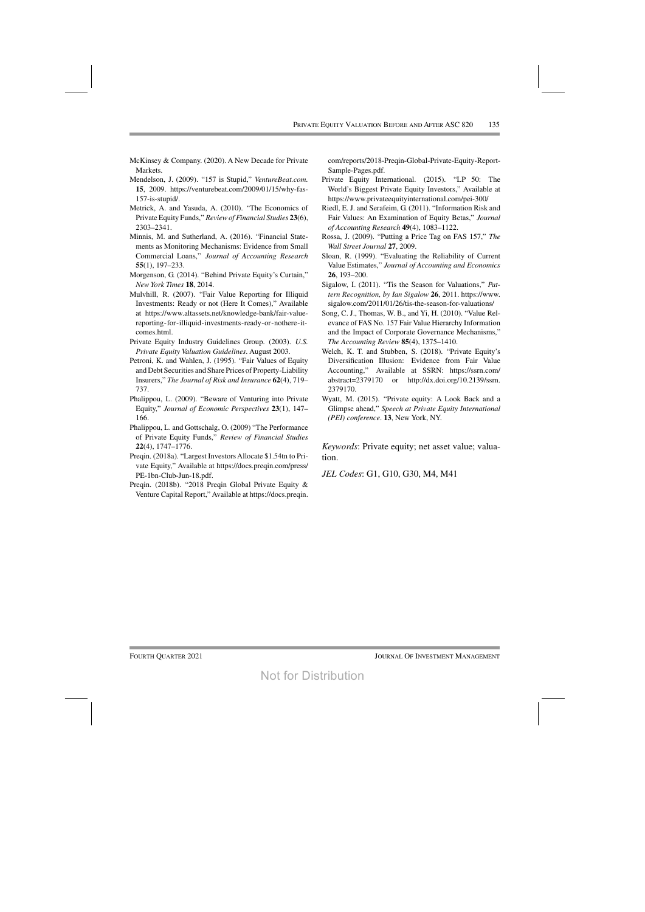McKinsey & Company. (2020). A New Decade for Private Markets.

Mendelson, J. (2009). "157 is Stupid," *VentureBeat.com.* **15**, 2009. https://venturebeat.com/2009/01/15/why-fas-157-is-stupid/.

Metrick, A. and Yasuda, A. (2010). "The Economics of Private Equity Funds," *Review of Financial Studies* **23**(6), 2303–2341.

Minnis, M. and Sutherland, A. (2016). "Financial Statements as Monitoring Mechanisms: Evidence from Small Commercial Loans," *Journal of Accounting Research* **55**(1), 197–233.

Morgenson, G. (2014). "Behind Private Equity's Curtain," *New York Times* **18**, 2014.

Mulvhill, R. (2007). "Fair Value Reporting for Illiquid Investments: Ready or not (Here It Comes)," Available at https://www.altassets.net/knowledge-bank/fair-value-reporting-for-illiquid-investments-ready-or-nothere-it-comes.html.

Private Equity Industry Guidelines Group. (2003). *U.S. Private Equity Valuation Guidelines*. August 2003.

Petroni, K. and Wahlen, J. (1995). "Fair Values of Equity and Debt Securities and Share Prices of Property-Liability Insurers," *The Journal of Risk and Insurance* **62**(4), 719–737.

Phalippou, L. (2009). "Beware of Venturing into Private Equity," *Journal of Economic Perspectives* **23**(1), 147–166.

Phalippou, L. and Gottschalg, O. (2009) "The Performance of Private Equity Funds," *Review of Financial Studies* **22**(4), 1747–1776.

Preqin. (2018a). "Largest Investors Allocate $1.54tn to Private Equity," Available at https://docs.preqin.com/press/PE-1bn-Club-Jun-18.pdf.

Preqin. (2018b). "2018 Preqin Global Private Equity & Venture Capital Report," Available at https://docs.preqin.com/reports/2018-Preqin-Global-Private-Equity-Report-Sample-Pages.pdf.

Private Equity International. (2015). "LP 50: The World's Biggest Private Equity Investors," Available at https://www.privateequityinternational.com/pei-300/

Riedl, E. J. and Serafeim, G. (2011). "Information Risk and Fair Values: An Examination of Equity Betas," *Journal of Accounting Research* **49**(4), 1083–1122.

Rossa, J. (2009). "Putting a Price Tag on FAS 157," *The Wall Street Journal* **27**, 2009.

Sloan, R. (1999). "Evaluating the Reliability of Current Value Estimates," *Journal of Accounting and Economics* **26**, 193–200.

Sigalow, I. (2011). "Tis the Season for Valuations," *Pattern Recognition, by Ian Sigalow* **26**, 2011. https://www.sigalow.com/2011/01/26/tis-the-season-for-valuations/

Song, C. J., Thomas, W. B., and Yi, H. (2010). "Value Relevance of FAS No. 157 Fair Value Hierarchy Information and the Impact of Corporate Governance Mechanisms," *The Accounting Review* **85**(4), 1375–1410.

Welch, K. T. and Stubben, S. (2018). "Private Equity's Diversification Illusion: Evidence from Fair Value Accounting," Available at SSRN: https://ssrn.com/abstract=2379170 or http://dx.doi.org/10.2139/ssrn.2379170.

Wyatt, M. (2015). "Private equity: A Look Back and a Glimpse ahead," *Speech at Private Equity International (PEI) conference*. **13**, New York, NY.

*Keywords*: Private equity; net asset value; valuation.

*JEL Codes*: G1, G10, G30, M4, M41

Not for Distribution